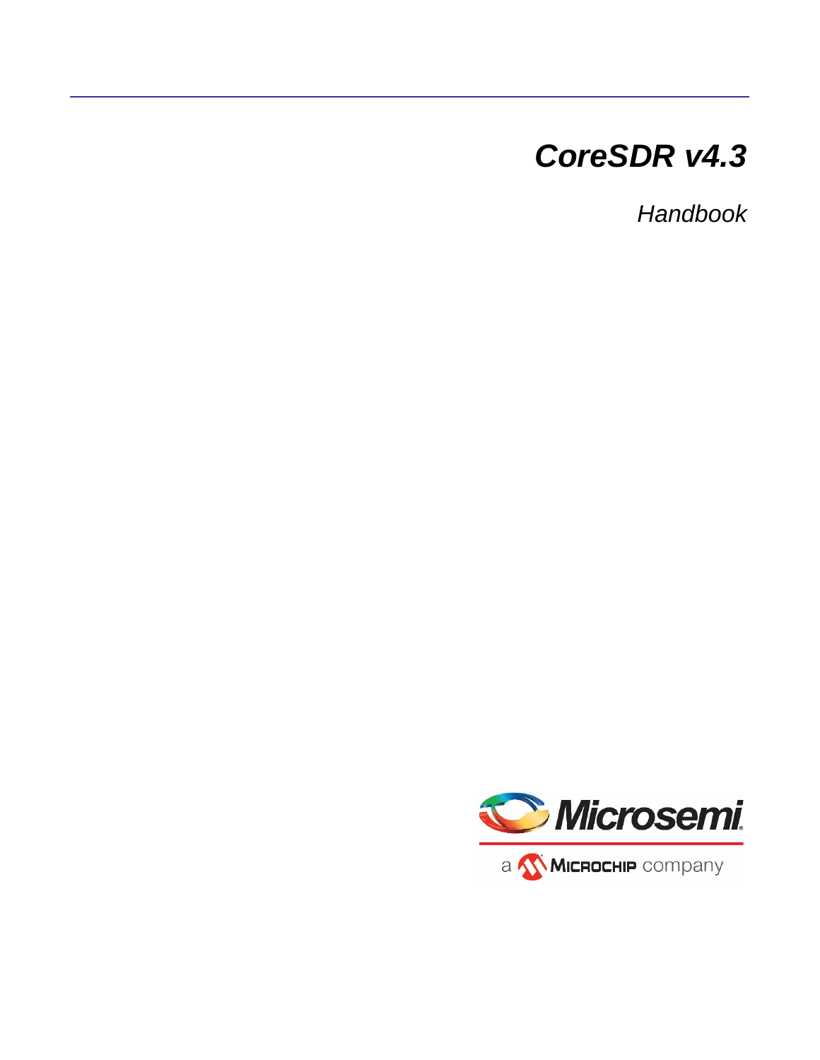# CoreSDR v4.3

*Handbook*

Microsemi

a Microchip company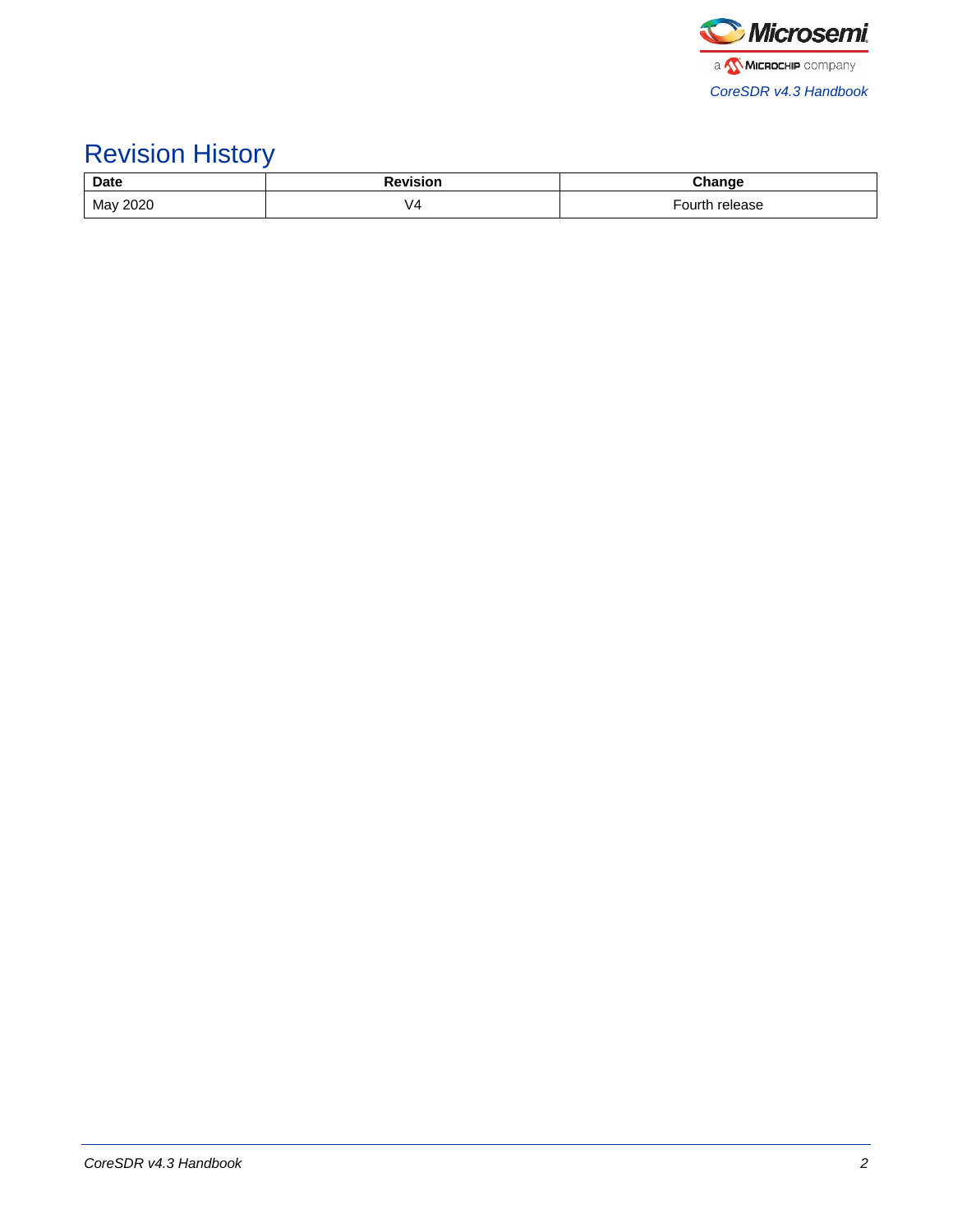# Revision History

| Date | Revision | Change |
| --- | --- | --- |
| May 2020 | V4 | Fourth release |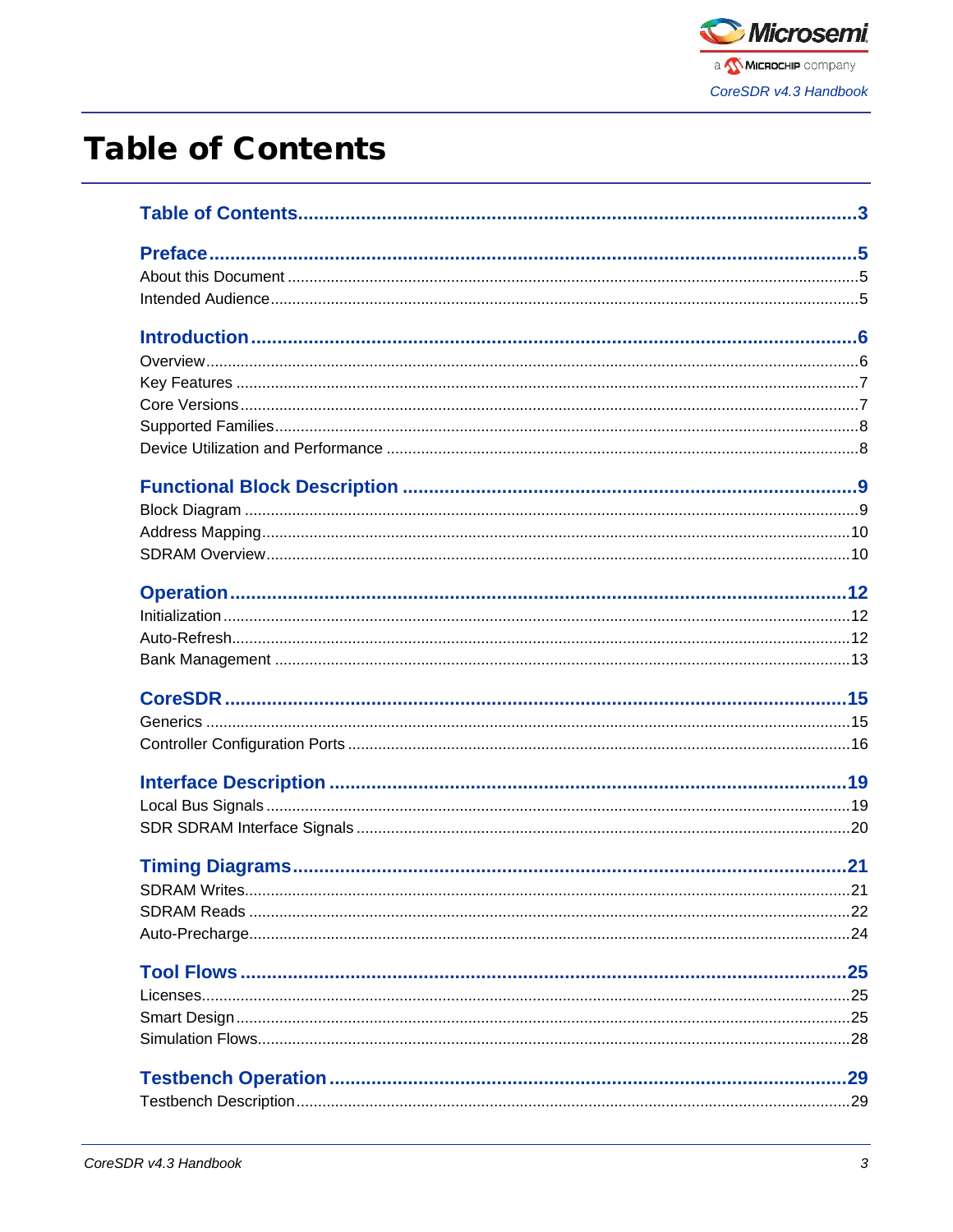# Table of Contents

**Table of Contents** .......... 3

**Preface** .......... 5
- About this Document .......... 5
- Intended Audience .......... 5

**Introduction** .......... 6
- Overview .......... 6
- Key Features .......... 7
- Core Versions .......... 7
- Supported Families .......... 8
- Device Utilization and Performance .......... 8

**Functional Block Description** .......... 9
- Block Diagram .......... 9
- Address Mapping .......... 10
- SDRAM Overview .......... 10

**Operation** .......... 12
- Initialization .......... 12
- Auto-Refresh .......... 12
- Bank Management .......... 13

**CoreSDR** .......... 15
- Generics .......... 15
- Controller Configuration Ports .......... 16

**Interface Description** .......... 19
- Local Bus Signals .......... 19
- SDR SDRAM Interface Signals .......... 20

**Timing Diagrams** .......... 21
- SDRAM Writes .......... 21
- SDRAM Reads .......... 22
- Auto-Precharge .......... 24

**Tool Flows** .......... 25
- Licenses .......... 25
- Smart Design .......... 25
- Simulation Flows .......... 28

**Testbench Operation** .......... 29
- Testbench Description .......... 29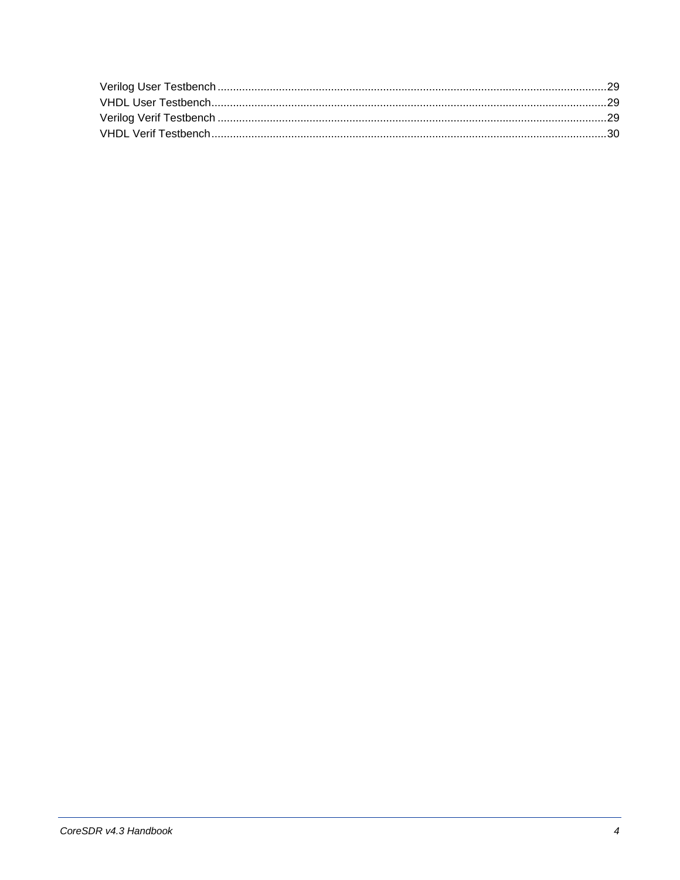Verilog User Testbench ............................................................................................................................29
VHDL User Testbench...............................................................................................................................29
Verilog Verif Testbench ............................................................................................................................29
VHDL Verif Testbench...............................................................................................................................30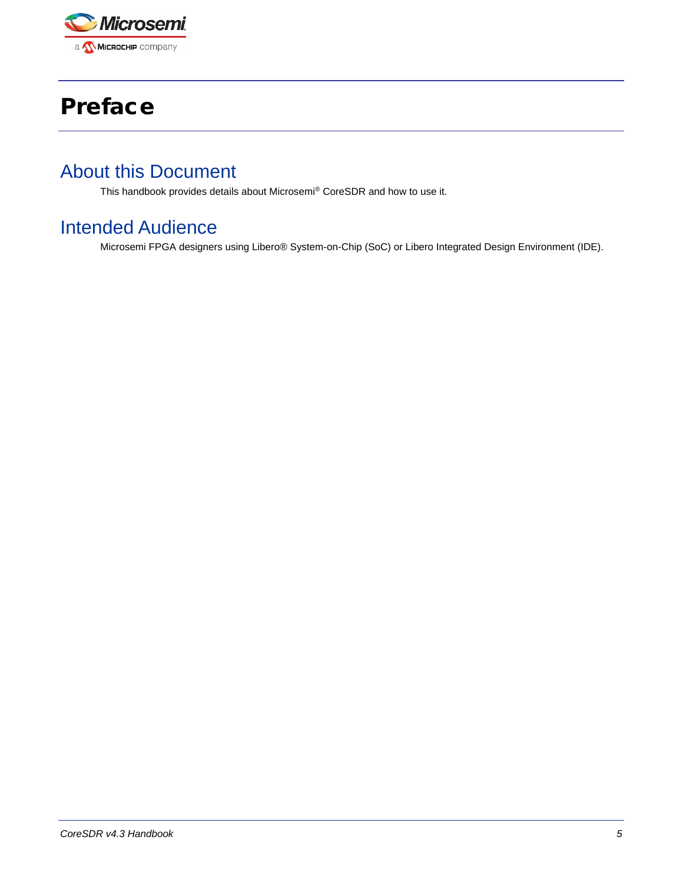# Preface

## About this Document

This handbook provides details about Microsemi® CoreSDR and how to use it.

## Intended Audience

Microsemi FPGA designers using Libero® System-on-Chip (SoC) or Libero Integrated Design Environment (IDE).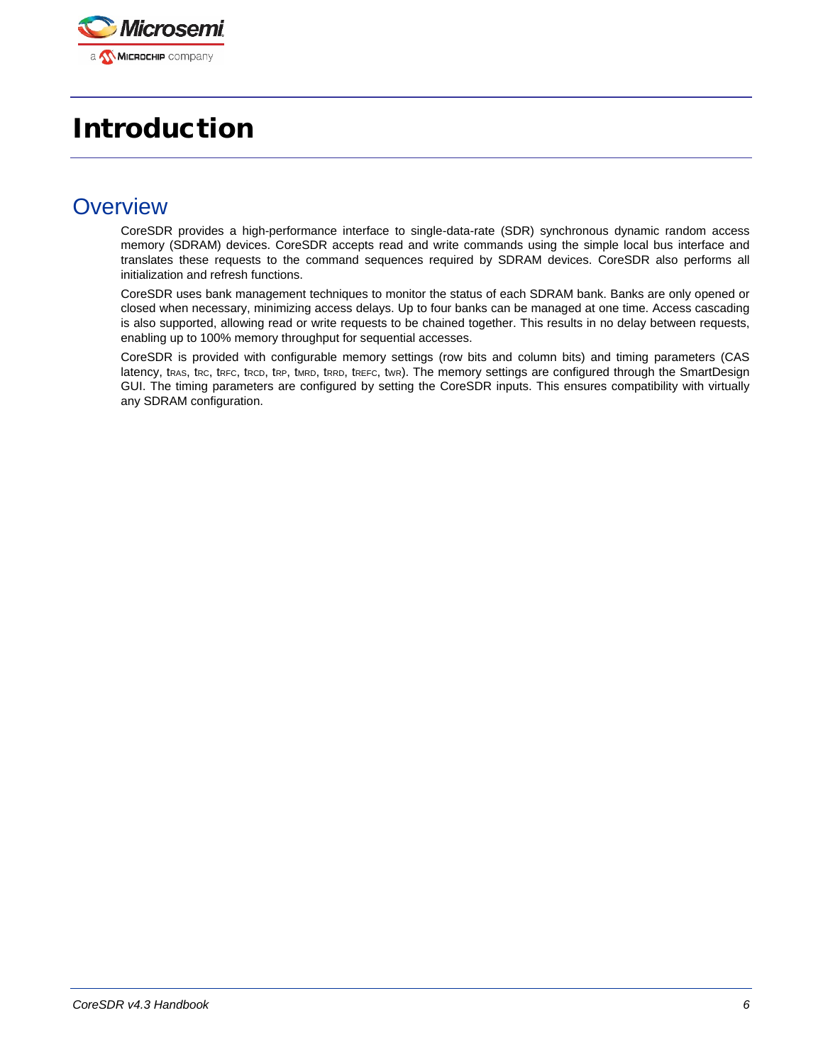# Introduction

## Overview

CoreSDR provides a high-performance interface to single-data-rate (SDR) synchronous dynamic random access memory (SDRAM) devices. CoreSDR accepts read and write commands using the simple local bus interface and translates these requests to the command sequences required by SDRAM devices. CoreSDR also performs all initialization and refresh functions.

CoreSDR uses bank management techniques to monitor the status of each SDRAM bank. Banks are only opened or closed when necessary, minimizing access delays. Up to four banks can be managed at one time. Access cascading is also supported, allowing read or write requests to be chained together. This results in no delay between requests, enabling up to 100% memory throughput for sequential accesses.

CoreSDR is provided with configurable memory settings (row bits and column bits) and timing parameters (CAS latency, $t_{RAS}$, $t_{RC}$, $t_{RFC}$, $t_{RCD}$, $t_{RP}$, $t_{MRD}$, $t_{RRD}$, $t_{REFC}$, $t_{WR}$). The memory settings are configured through the SmartDesign GUI. The timing parameters are configured by setting the CoreSDR inputs. This ensures compatibility with virtually any SDRAM configuration.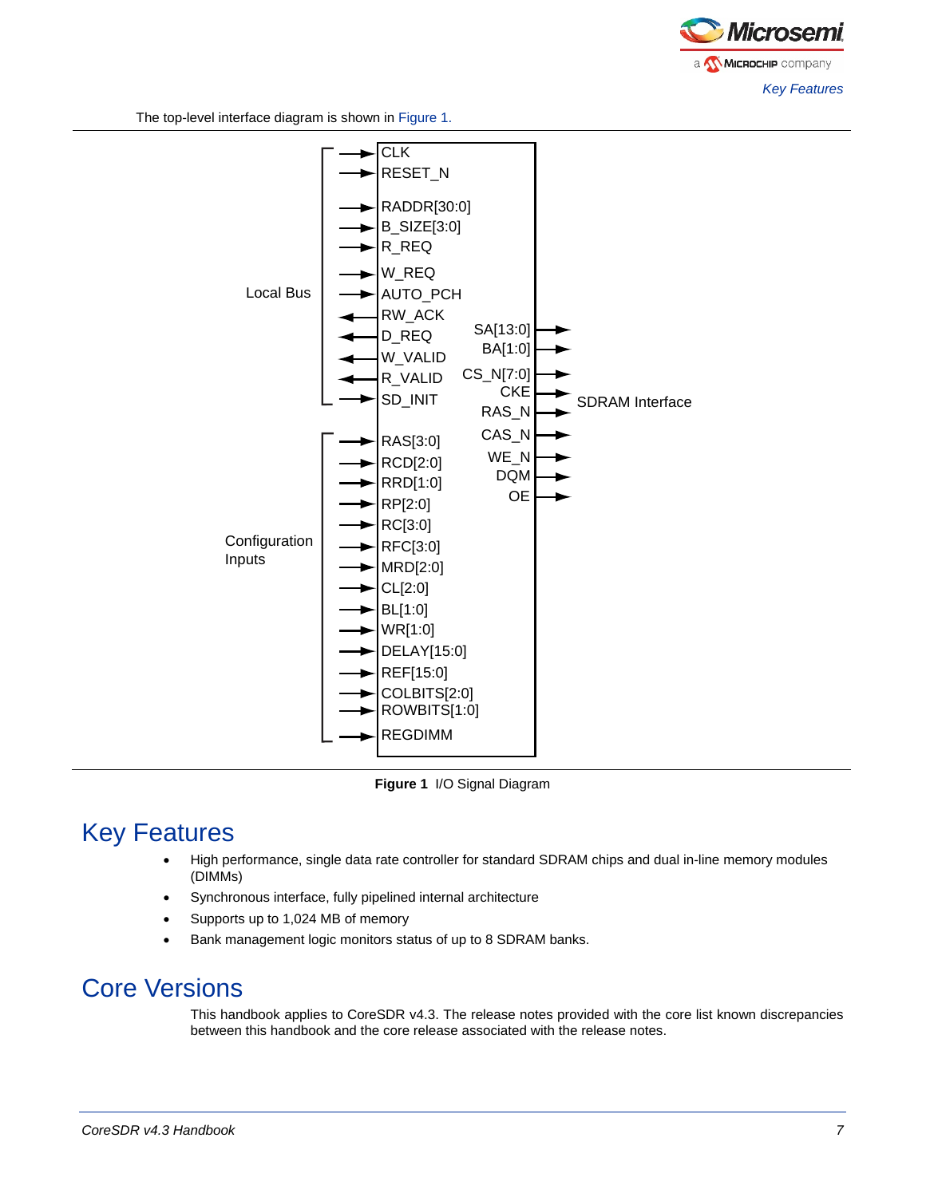The top-level interface diagram is shown in Figure 1.

Figure 1 I/O Signal Diagram

## Key Features

- High performance, single data rate controller for standard SDRAM chips and dual in-line memory modules (DIMMs)
- Synchronous interface, fully pipelined internal architecture
- Supports up to 1,024 MB of memory
- Bank management logic monitors status of up to 8 SDRAM banks.

## Core Versions

This handbook applies to CoreSDR v4.3. The release notes provided with the core list known discrepancies between this handbook and the core release associated with the release notes.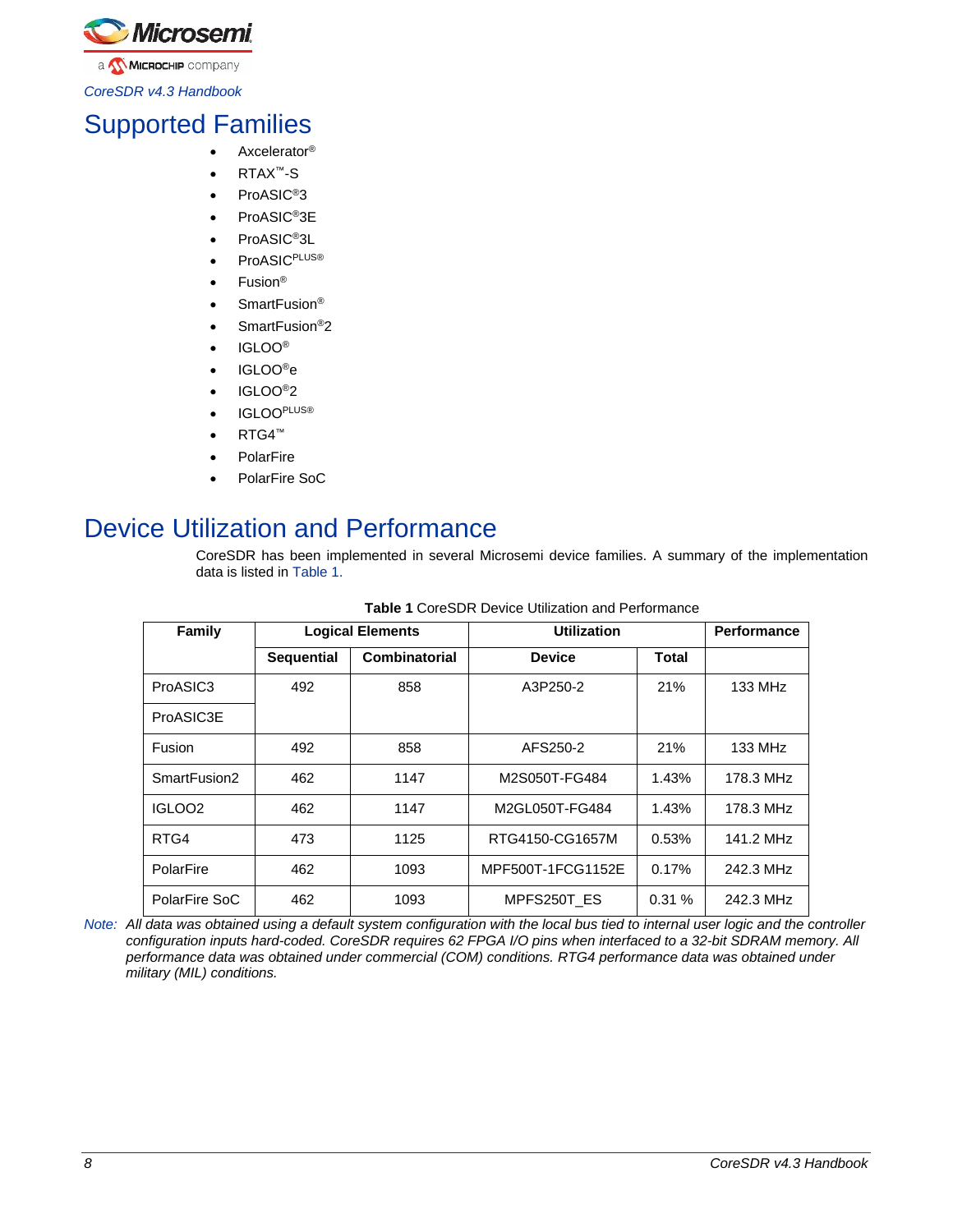# Supported Families

- Axcelerator®
- RTAX™-S
- ProASIC®3
- ProASIC®3E
- ProASIC®3L
- ProASICPLUS®
- Fusion®
- SmartFusion®
- SmartFusion®2
- IGLOO®
- IGLOO®e
- IGLOO®2
- IGLOOPLUS®
- RTG4™
- PolarFire
- PolarFire SoC

# Device Utilization and Performance

CoreSDR has been implemented in several Microsemi device families. A summary of the implementation data is listed in Table 1.

**Table 1** CoreSDR Device Utilization and Performance

| Family | Logical Elements | | Utilization | | Performance |
|---|---|---|---|---|---|
| | Sequential | Combinatorial | Device | Total | |
| ProASIC3 | 492 | 858 | A3P250-2 | 21% | 133 MHz |
| ProASIC3E | | | | | |
| Fusion | 492 | 858 | AFS250-2 | 21% | 133 MHz |
| SmartFusion2 | 462 | 1147 | M2S050T-FG484 | 1.43% | 178.3 MHz |
| IGLOO2 | 462 | 1147 | M2GL050T-FG484 | 1.43% | 178.3 MHz |
| RTG4 | 473 | 1125 | RTG4150-CG1657M | 0.53% | 141.2 MHz |
| PolarFire | 462 | 1093 | MPF500T-1FCG1152E | 0.17% | 242.3 MHz |
| PolarFire SoC | 462 | 1093 | MPFS250T_ES | 0.31 % | 242.3 MHz |

*Note: All data was obtained using a default system configuration with the local bus tied to internal user logic and the controller configuration inputs hard-coded. CoreSDR requires 62 FPGA I/O pins when interfaced to a 32-bit SDRAM memory. All performance data was obtained under commercial (COM) conditions. RTG4 performance data was obtained under military (MIL) conditions.*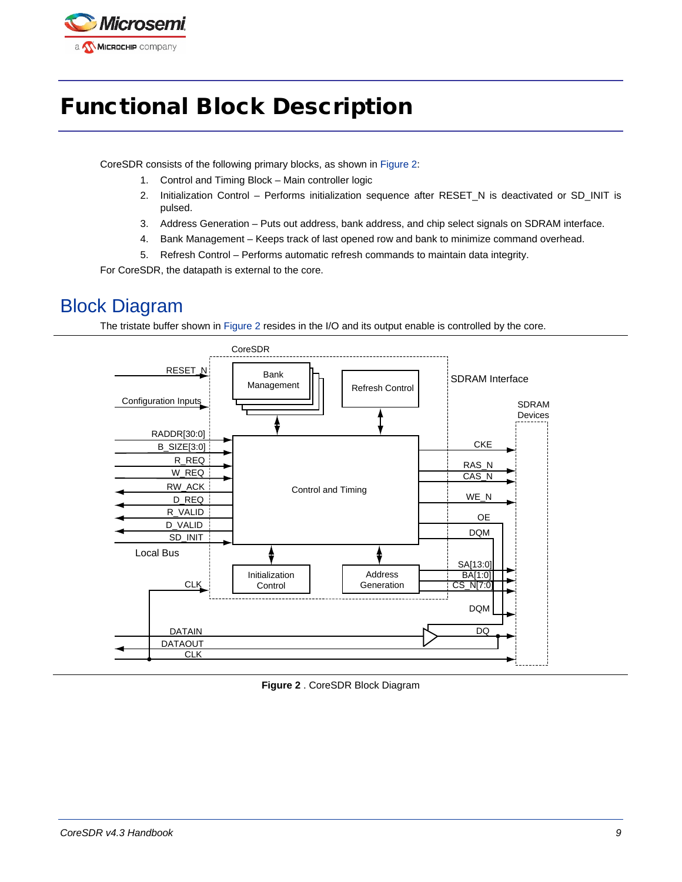# Functional Block Description

CoreSDR consists of the following primary blocks, as shown in Figure 2:

1. Control and Timing Block – Main controller logic
2. Initialization Control – Performs initialization sequence after RESET_N is deactivated or SD_INIT is pulsed.
3. Address Generation – Puts out address, bank address, and chip select signals on SDRAM interface.
4. Bank Management – Keeps track of last opened row and bank to minimize command overhead.
5. Refresh Control – Performs automatic refresh commands to maintain data integrity.

For CoreSDR, the datapath is external to the core.

## Block Diagram

The tristate buffer shown in Figure 2 resides in the I/O and its output enable is controlled by the core.

**Figure 2** . CoreSDR Block Diagram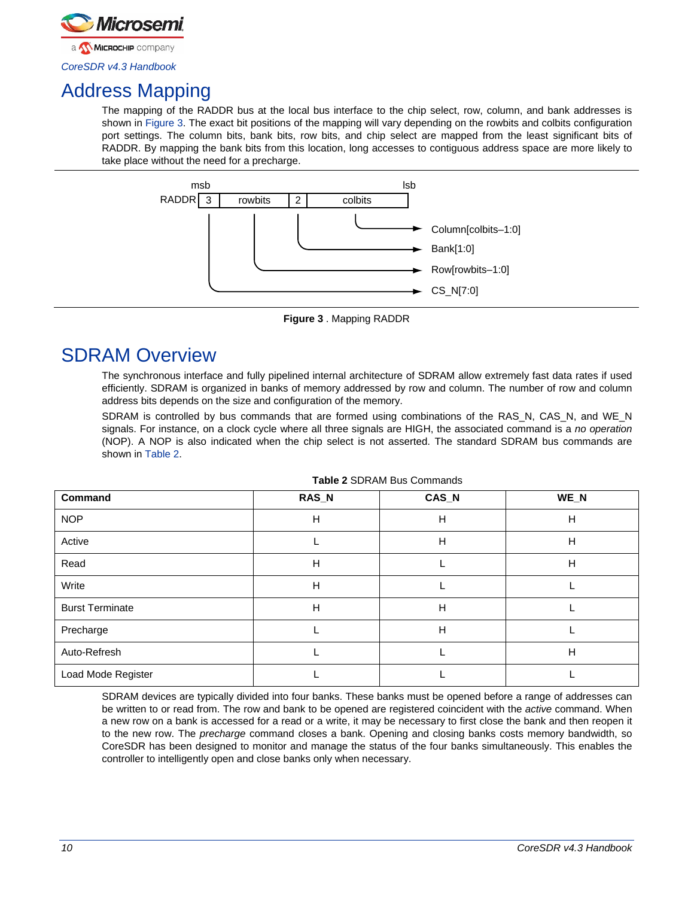## Address Mapping

The mapping of the RADDR bus at the local bus interface to the chip select, row, column, and bank addresses is shown in Figure 3. The exact bit positions of the mapping will vary depending on the rowbits and colbits configuration port settings. The column bits, bank bits, row bits, and chip select are mapped from the least significant bits of RADDR. By mapping the bank bits from this location, long accesses to contiguous address space are more likely to take place without the need for a precharge.

```
        msb                              lsb
RADDR | 3 |  rowbits  | 2 |    colbits    |
        |      |        |        |
        |      |        |        └──────────► Column[colbits–1:0]
        |      |        └───────────────────► Bank[1:0]
        |      └────────────────────────────► Row[rowbits–1:0]
        └───────────────────────────────────► CS_N[7:0]
```

**Figure 3** . Mapping RADDR

## SDRAM Overview

The synchronous interface and fully pipelined internal architecture of SDRAM allow extremely fast data rates if used efficiently. SDRAM is organized in banks of memory addressed by row and column. The number of row and column address bits depends on the size and configuration of the memory.

SDRAM is controlled by bus commands that are formed using combinations of the RAS_N, CAS_N, and WE_N signals. For instance, on a clock cycle where all three signals are HIGH, the associated command is a *no operation* (NOP). A NOP is also indicated when the chip select is not asserted. The standard SDRAM bus commands are shown in Table 2.

**Table 2** SDRAM Bus Commands

| Command | RAS_N | CAS_N | WE_N |
|---|---|---|---|
| NOP | H | H | H |
| Active | L | H | H |
| Read | H | L | H |
| Write | H | L | L |
| Burst Terminate | H | H | L |
| Precharge | L | H | L |
| Auto-Refresh | L | L | H |
| Load Mode Register | L | L | L |

SDRAM devices are typically divided into four banks. These banks must be opened before a range of addresses can be written to or read from. The row and bank to be opened are registered coincident with the *active* command. When a new row on a bank is accessed for a read or a write, it may be necessary to first close the bank and then reopen it to the new row. The *precharge* command closes a bank. Opening and closing banks costs memory bandwidth, so CoreSDR has been designed to monitor and manage the status of the four banks simultaneously. This enables the controller to intelligently open and close banks only when necessary.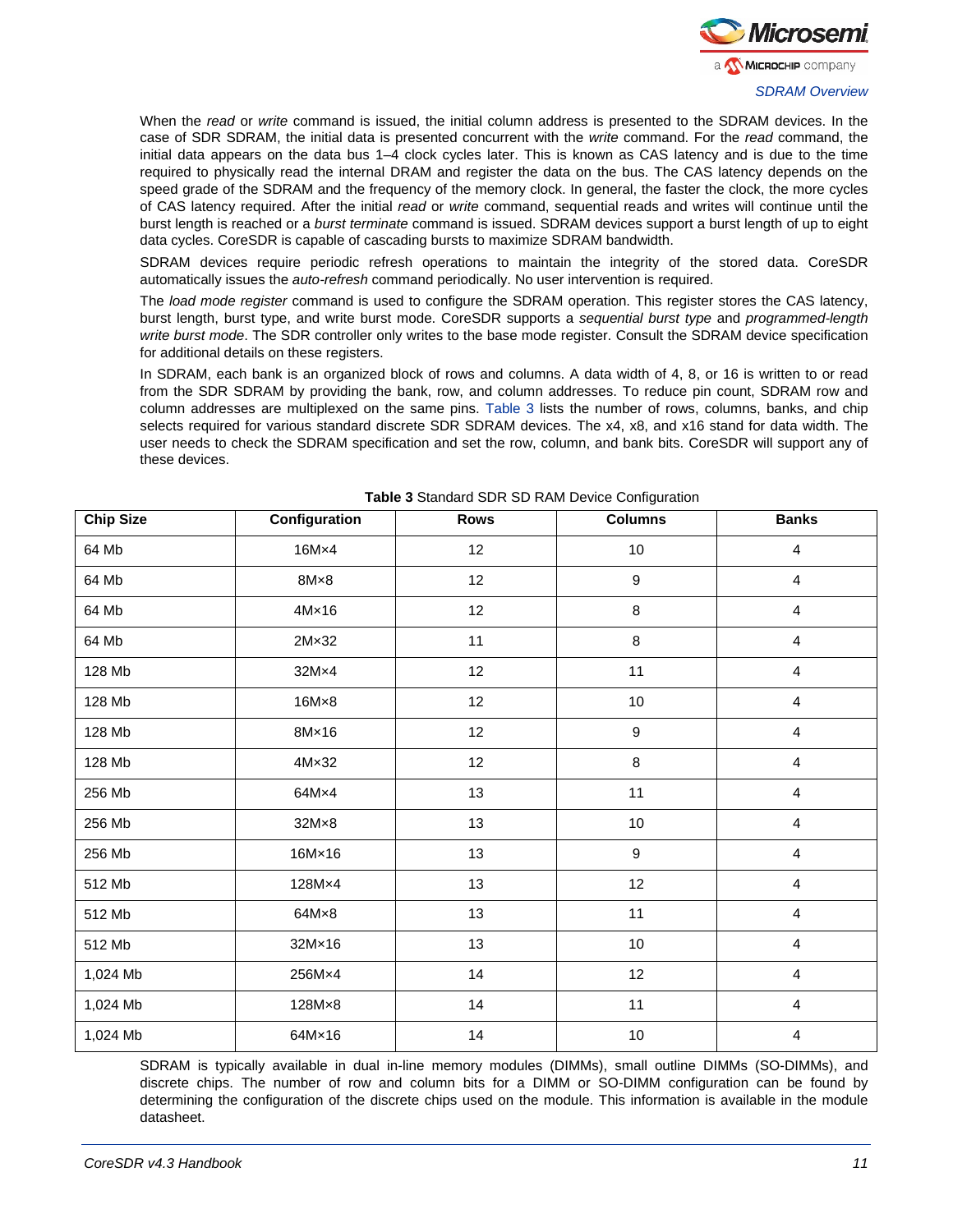When the *read* or *write* command is issued, the initial column address is presented to the SDRAM devices. In the case of SDR SDRAM, the initial data is presented concurrent with the *write* command. For the *read* command, the initial data appears on the data bus 1–4 clock cycles later. This is known as CAS latency and is due to the time required to physically read the internal DRAM and register the data on the bus. The CAS latency depends on the speed grade of the SDRAM and the frequency of the memory clock. In general, the faster the clock, the more cycles of CAS latency required. After the initial *read* or *write* command, sequential reads and writes will continue until the burst length is reached or a *burst terminate* command is issued. SDRAM devices support a burst length of up to eight data cycles. CoreSDR is capable of cascading bursts to maximize SDRAM bandwidth.

SDRAM devices require periodic refresh operations to maintain the integrity of the stored data. CoreSDR automatically issues the *auto-refresh* command periodically. No user intervention is required.

The *load mode register* command is used to configure the SDRAM operation. This register stores the CAS latency, burst length, burst type, and write burst mode. CoreSDR supports a *sequential burst type* and *programmed-length write burst mode*. The SDR controller only writes to the base mode register. Consult the SDRAM device specification for additional details on these registers.

In SDRAM, each bank is an organized block of rows and columns. A data width of 4, 8, or 16 is written to or read from the SDR SDRAM by providing the bank, row, and column addresses. To reduce pin count, SDRAM row and column addresses are multiplexed on the same pins. Table 3 lists the number of rows, columns, banks, and chip selects required for various standard discrete SDR SDRAM devices. The x4, x8, and x16 stand for data width. The user needs to check the SDRAM specification and set the row, column, and bank bits. CoreSDR will support any of these devices.

**Table 3** Standard SDR SD RAM Device Configuration

| Chip Size | Configuration | Rows | Columns | Banks |
|---|---|---|---|---|
| 64 Mb | 16M×4 | 12 | 10 | 4 |
| 64 Mb | 8M×8 | 12 | 9 | 4 |
| 64 Mb | 4M×16 | 12 | 8 | 4 |
| 64 Mb | 2M×32 | 11 | 8 | 4 |
| 128 Mb | 32M×4 | 12 | 11 | 4 |
| 128 Mb | 16M×8 | 12 | 10 | 4 |
| 128 Mb | 8M×16 | 12 | 9 | 4 |
| 128 Mb | 4M×32 | 12 | 8 | 4 |
| 256 Mb | 64M×4 | 13 | 11 | 4 |
| 256 Mb | 32M×8 | 13 | 10 | 4 |
| 256 Mb | 16M×16 | 13 | 9 | 4 |
| 512 Mb | 128M×4 | 13 | 12 | 4 |
| 512 Mb | 64M×8 | 13 | 11 | 4 |
| 512 Mb | 32M×16 | 13 | 10 | 4 |
| 1,024 Mb | 256M×4 | 14 | 12 | 4 |
| 1,024 Mb | 128M×8 | 14 | 11 | 4 |
| 1,024 Mb | 64M×16 | 14 | 10 | 4 |

SDRAM is typically available in dual in-line memory modules (DIMMs), small outline DIMMs (SO-DIMMs), and discrete chips. The number of row and column bits for a DIMM or SO-DIMM configuration can be found by determining the configuration of the discrete chips used on the module. This information is available in the module datasheet.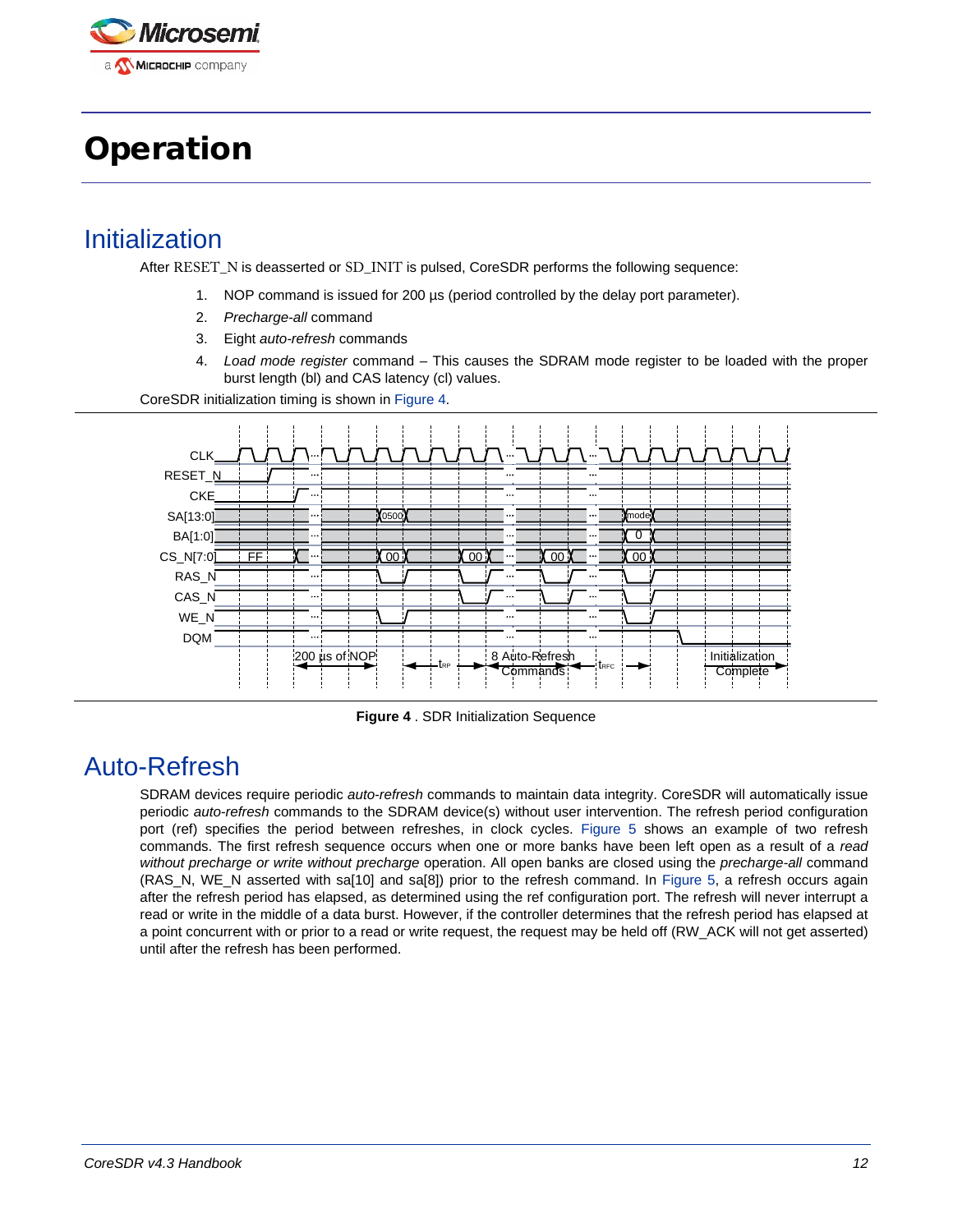# Operation

## Initialization

After RESET_N is deasserted or SD_INIT is pulsed, CoreSDR performs the following sequence:

1. NOP command is issued for 200 µs (period controlled by the delay port parameter).
2. *Precharge-all* command
3. Eight *auto-refresh* commands
4. *Load mode register* command – This causes the SDRAM mode register to be loaded with the proper burst length (bl) and CAS latency (cl) values.

CoreSDR initialization timing is shown in Figure 4.

**Figure 4** . SDR Initialization Sequence

## Auto-Refresh

SDRAM devices require periodic *auto-refresh* commands to maintain data integrity. CoreSDR will automatically issue periodic *auto-refresh* commands to the SDRAM device(s) without user intervention. The refresh period configuration port (ref) specifies the period between refreshes, in clock cycles. Figure 5 shows an example of two refresh commands. The first refresh sequence occurs when one or more banks have been left open as a result of a *read without precharge or write without precharge* operation. All open banks are closed using the *precharge-all* command (RAS_N, WE_N asserted with sa[10] and sa[8]) prior to the refresh command. In Figure 5, a refresh occurs again after the refresh period has elapsed, as determined using the ref configuration port. The refresh will never interrupt a read or write in the middle of a data burst. However, if the controller determines that the refresh period has elapsed at a point concurrent with or prior to a read or write request, the request may be held off (RW_ACK will not get asserted) until after the refresh has been performed.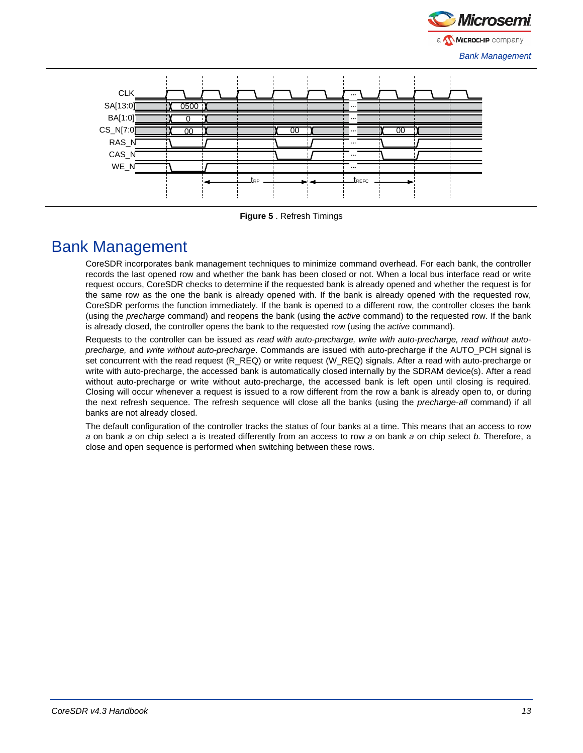**Figure 5** . Refresh Timings

# Bank Management

CoreSDR incorporates bank management techniques to minimize command overhead. For each bank, the controller records the last opened row and whether the bank has been closed or not. When a local bus interface read or write request occurs, CoreSDR checks to determine if the requested bank is already opened and whether the request is for the same row as the one the bank is already opened with. If the bank is already opened with the requested row, CoreSDR performs the function immediately. If the bank is opened to a different row, the controller closes the bank (using the *precharge* command) and reopens the bank (using the *active* command) to the requested row. If the bank is already closed, the controller opens the bank to the requested row (using the *active* command).

Requests to the controller can be issued as *read with auto-precharge, write with auto-precharge, read without auto-precharge,* and *write without auto-precharge*. Commands are issued with auto-precharge if the AUTO_PCH signal is set concurrent with the read request (R_REQ) or write request (W_REQ) signals. After a read with auto-precharge or write with auto-precharge, the accessed bank is automatically closed internally by the SDRAM device(s). After a read without auto-precharge or write without auto-precharge, the accessed bank is left open until closing is required. Closing will occur whenever a request is issued to a row different from the row a bank is already open to, or during the next refresh sequence. The refresh sequence will close all the banks (using the *precharge-all* command) if all banks are not already closed.

The default configuration of the controller tracks the status of four banks at a time. This means that an access to row *a* on bank *a* on chip select a is treated differently from an access to row *a* on bank *a* on chip select *b.* Therefore, a close and open sequence is performed when switching between these rows.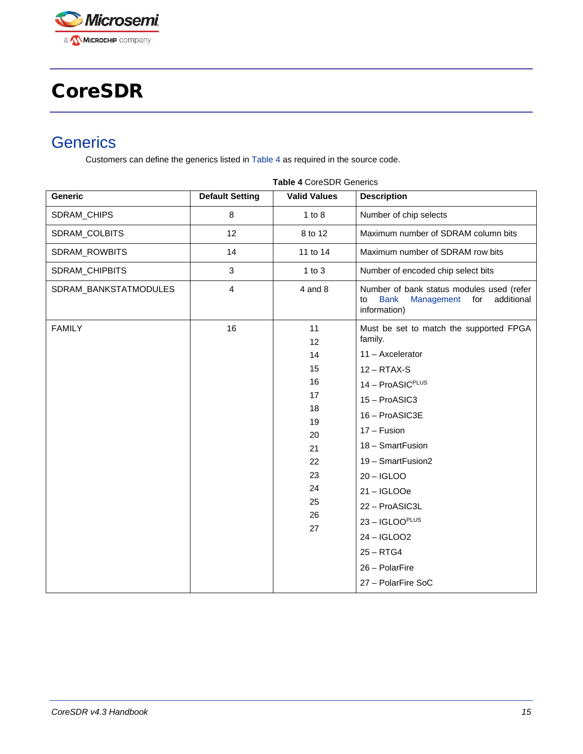# CoreSDR

## Generics

Customers can define the generics listed in Table 4 as required in the source code.

**Table 4** CoreSDR Generics

| Generic | Default Setting | Valid Values | Description |
|---|---|---|---|
| SDRAM_CHIPS | 8 | 1 to 8 | Number of chip selects |
| SDRAM_COLBITS | 12 | 8 to 12 | Maximum number of SDRAM column bits |
| SDRAM_ROWBITS | 14 | 11 to 14 | Maximum number of SDRAM row bits |
| SDRAM_CHIPBITS | 3 | 1 to 3 | Number of encoded chip select bits |
| SDRAM_BANKSTATMODULES | 4 | 4 and 8 | Number of bank status modules used (refer to Bank Management for additional information) |
| FAMILY | 16 | 11<br>12<br>14<br>15<br>16<br>17<br>18<br>19<br>20<br>21<br>22<br>23<br>24<br>25<br>26<br>27 | Must be set to match the supported FPGA family.<br>11 – Axcelerator<br>12 – RTAX-S<br>14 – ProASIC^PLUS^<br>15 – ProASIC3<br>16 – ProASIC3E<br>17 – Fusion<br>18 – SmartFusion<br>19 – SmartFusion2<br>20 – IGLOO<br>21 – IGLOOe<br>22 – ProASIC3L<br>23 – IGLOO^PLUS^<br>24 – IGLOO2<br>25 – RTG4<br>26 – PolarFire<br>27 – PolarFire SoC |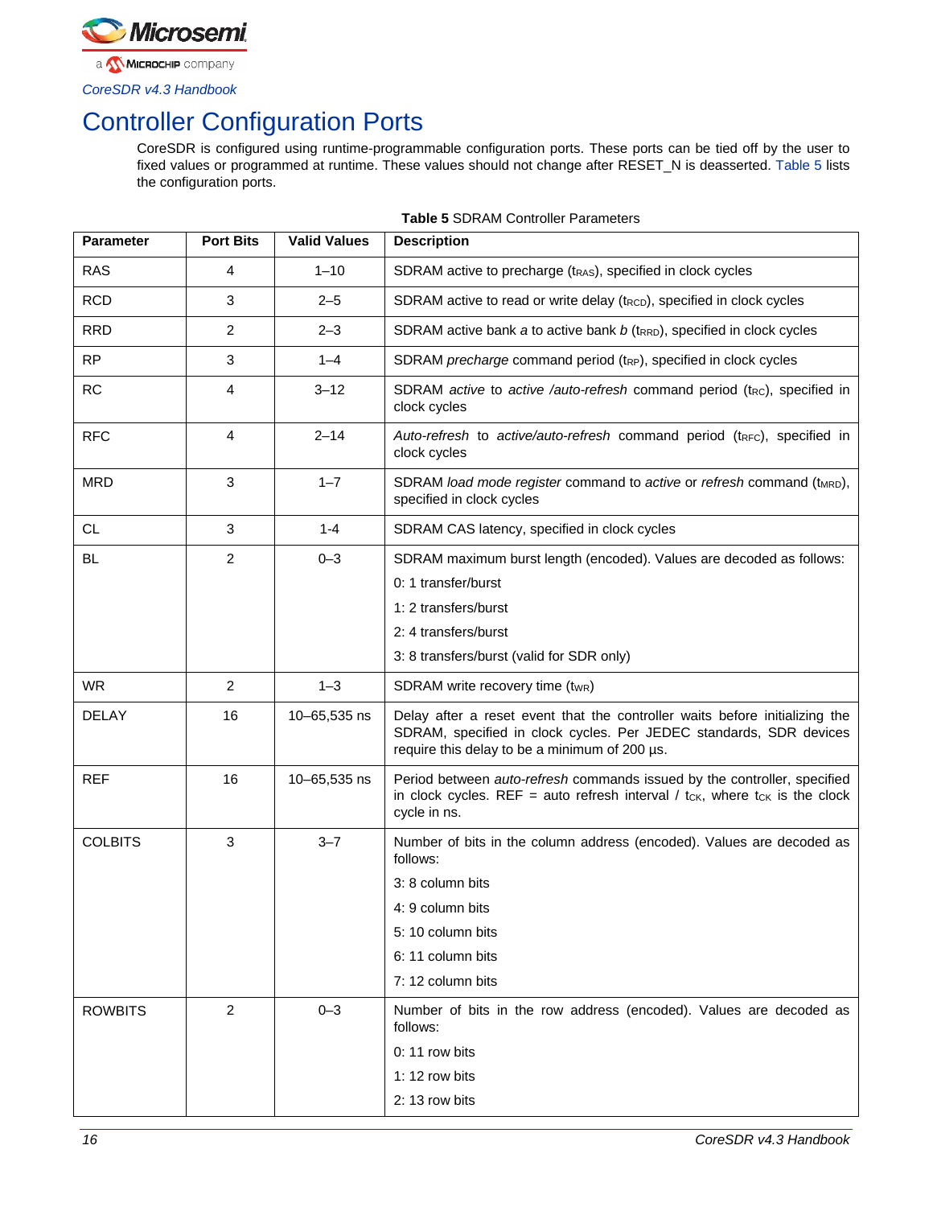# Controller Configuration Ports

CoreSDR is configured using runtime-programmable configuration ports. These ports can be tied off by the user to fixed values or programmed at runtime. These values should not change after RESET_N is deasserted. Table 5 lists the configuration ports.

**Table 5** SDRAM Controller Parameters

| Parameter | Port Bits | Valid Values | Description |
|---|---|---|---|
| RAS | 4 | 1–10 | SDRAM active to precharge ($t_{RAS}$), specified in clock cycles |
| RCD | 3 | 2–5 | SDRAM active to read or write delay ($t_{RCD}$), specified in clock cycles |
| RRD | 2 | 2–3 | SDRAM active bank *a* to active bank *b* ($t_{RRD}$), specified in clock cycles |
| RP | 3 | 1–4 | SDRAM *precharge* command period ($t_{RP}$), specified in clock cycles |
| RC | 4 | 3–12 | SDRAM *active* to *active /auto-refresh* command period ($t_{RC}$), specified in clock cycles |
| RFC | 4 | 2–14 | *Auto-refresh* to *active/auto-refresh* command period ($t_{RFC}$), specified in clock cycles |
| MRD | 3 | 1–7 | SDRAM *load mode register* command to *active* or *refresh* command ($t_{MRD}$), specified in clock cycles |
| CL | 3 | 1-4 | SDRAM CAS latency, specified in clock cycles |
| BL | 2 | 0–3 | SDRAM maximum burst length (encoded). Values are decoded as follows:<br>0: 1 transfer/burst<br>1: 2 transfers/burst<br>2: 4 transfers/burst<br>3: 8 transfers/burst (valid for SDR only) |
| WR | 2 | 1–3 | SDRAM write recovery time ($t_{WR}$) |
| DELAY | 16 | 10–65,535 ns | Delay after a reset event that the controller waits before initializing the SDRAM, specified in clock cycles. Per JEDEC standards, SDR devices require this delay to be a minimum of 200 µs. |
| REF | 16 | 10–65,535 ns | Period between *auto-refresh* commands issued by the controller, specified in clock cycles. REF = auto refresh interval / $t_{CK}$, where $t_{CK}$ is the clock cycle in ns. |
| COLBITS | 3 | 3–7 | Number of bits in the column address (encoded). Values are decoded as follows:<br>3: 8 column bits<br>4: 9 column bits<br>5: 10 column bits<br>6: 11 column bits<br>7: 12 column bits |
| ROWBITS | 2 | 0–3 | Number of bits in the row address (encoded). Values are decoded as follows:<br>0: 11 row bits<br>1: 12 row bits<br>2: 13 row bits |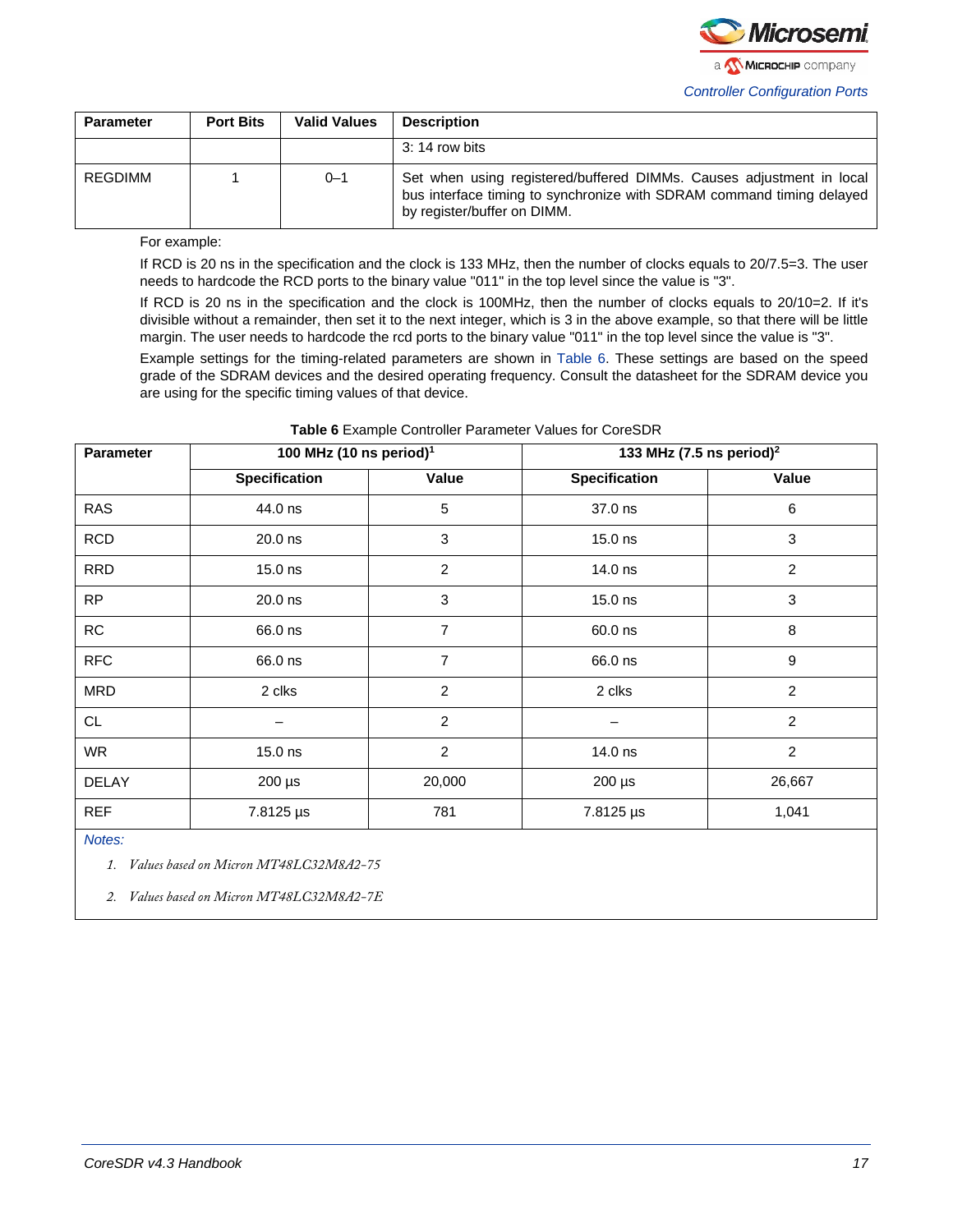| Parameter | Port Bits | Valid Values | Description |
| --- | --- | --- | --- |
| | | | 3: 14 row bits |
| REGDIMM | 1 | 0–1 | Set when using registered/buffered DIMMs. Causes adjustment in local bus interface timing to synchronize with SDRAM command timing delayed by register/buffer on DIMM. |

For example:

If RCD is 20 ns in the specification and the clock is 133 MHz, then the number of clocks equals to 20/7.5=3. The user needs to hardcode the RCD ports to the binary value "011" in the top level since the value is "3".

If RCD is 20 ns in the specification and the clock is 100MHz, then the number of clocks equals to 20/10=2. If it's divisible without a remainder, then set it to the next integer, which is 3 in the above example, so that there will be little margin. The user needs to hardcode the rcd ports to the binary value "011" in the top level since the value is "3".

Example settings for the timing-related parameters are shown in Table 6. These settings are based on the speed grade of the SDRAM devices and the desired operating frequency. Consult the datasheet for the SDRAM device you are using for the specific timing values of that device.

**Table 6** Example Controller Parameter Values for CoreSDR

| Parameter | 100 MHz (10 ns period)[1] | | 133 MHz (7.5 ns period)[2] | |
| --- | --- | --- | --- | --- |
| | **Specification** | **Value** | **Specification** | **Value** |
| RAS | 44.0 ns | 5 | 37.0 ns | 6 |
| RCD | 20.0 ns | 3 | 15.0 ns | 3 |
| RRD | 15.0 ns | 2 | 14.0 ns | 2 |
| RP | 20.0 ns | 3 | 15.0 ns | 3 |
| RC | 66.0 ns | 7 | 60.0 ns | 8 |
| RFC | 66.0 ns | 7 | 66.0 ns | 9 |
| MRD | 2 clks | 2 | 2 clks | 2 |
| CL | – | 2 | – | 2 |
| WR | 15.0 ns | 2 | 14.0 ns | 2 |
| DELAY | 200 µs | 20,000 | 200 µs | 26,667 |
| REF | 7.8125 µs | 781 | 7.8125 µs | 1,041 |

*Notes:*

1. *Values based on Micron MT48LC32M8A2-75*
2. *Values based on Micron MT48LC32M8A2-7E*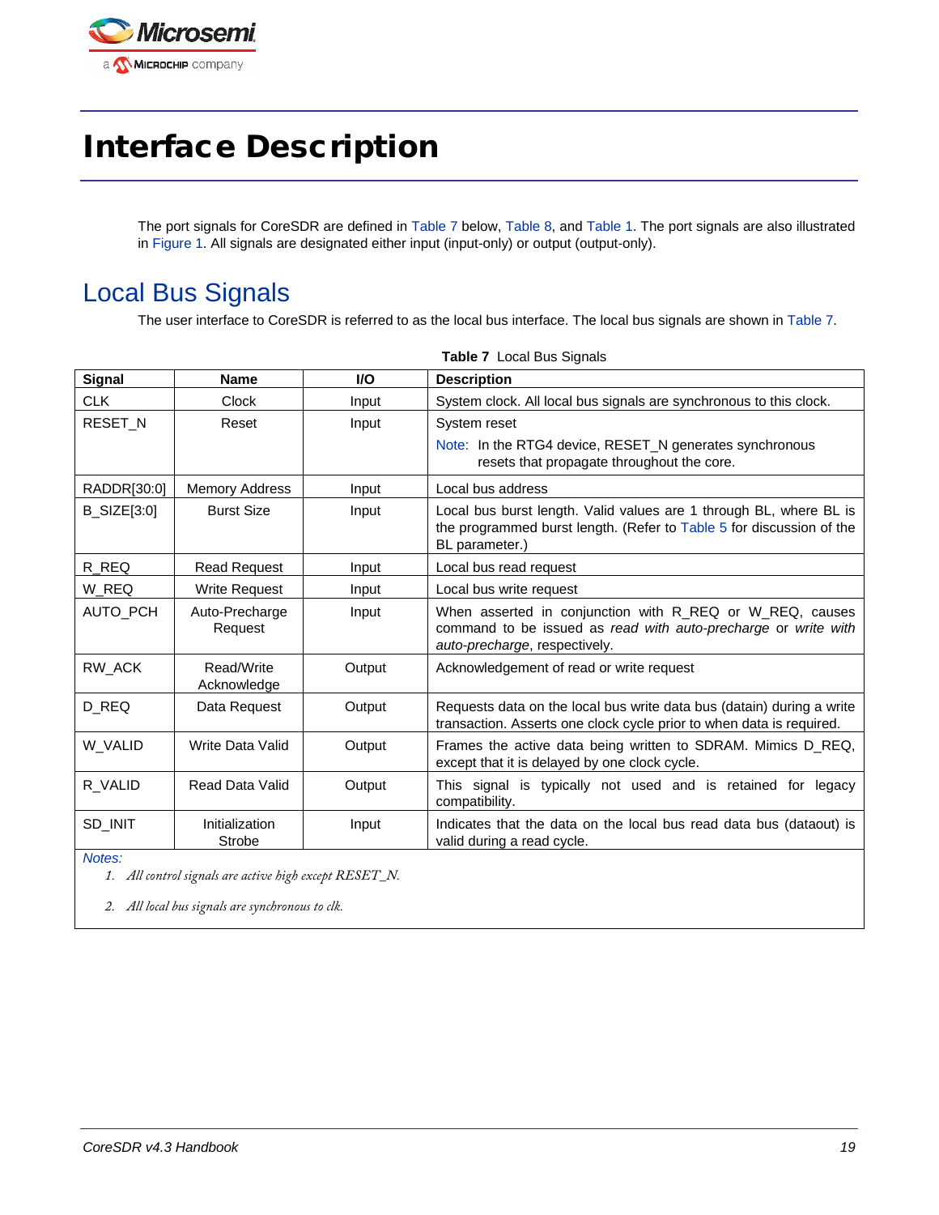# Interface Description

The port signals for CoreSDR are defined in Table 7 below, Table 8, and Table 1. The port signals are also illustrated in Figure 1. All signals are designated either input (input-only) or output (output-only).

## Local Bus Signals

The user interface to CoreSDR is referred to as the local bus interface. The local bus signals are shown in Table 7.

**Table 7** Local Bus Signals

| Signal | Name | I/O | Description |
|---|---|---|---|
| CLK | Clock | Input | System clock. All local bus signals are synchronous to this clock. |
| RESET_N | Reset | Input | System reset<br>Note: In the RTG4 device, RESET_N generates synchronous resets that propagate throughout the core. |
| RADDR[30:0] | Memory Address | Input | Local bus address |
| B_SIZE[3:0] | Burst Size | Input | Local bus burst length. Valid values are 1 through BL, where BL is the programmed burst length. (Refer to Table 5 for discussion of the BL parameter.) |
| R_REQ | Read Request | Input | Local bus read request |
| W_REQ | Write Request | Input | Local bus write request |
| AUTO_PCH | Auto-Precharge Request | Input | When asserted in conjunction with R_REQ or W_REQ, causes command to be issued as *read with auto-precharge* or *write with auto-precharge*, respectively. |
| RW_ACK | Read/Write Acknowledge | Output | Acknowledgement of read or write request |
| D_REQ | Data Request | Output | Requests data on the local bus write data bus (datain) during a write transaction. Asserts one clock cycle prior to when data is required. |
| W_VALID | Write Data Valid | Output | Frames the active data being written to SDRAM. Mimics D_REQ, except that it is delayed by one clock cycle. |
| R_VALID | Read Data Valid | Output | This signal is typically not used and is retained for legacy compatibility. |
| SD_INIT | Initialization Strobe | Input | Indicates that the data on the local bus read data bus (dataout) is valid during a read cycle. |

*Notes:*

1. *All control signals are active high except RESET_N.*
2. *All local bus signals are synchronous to clk.*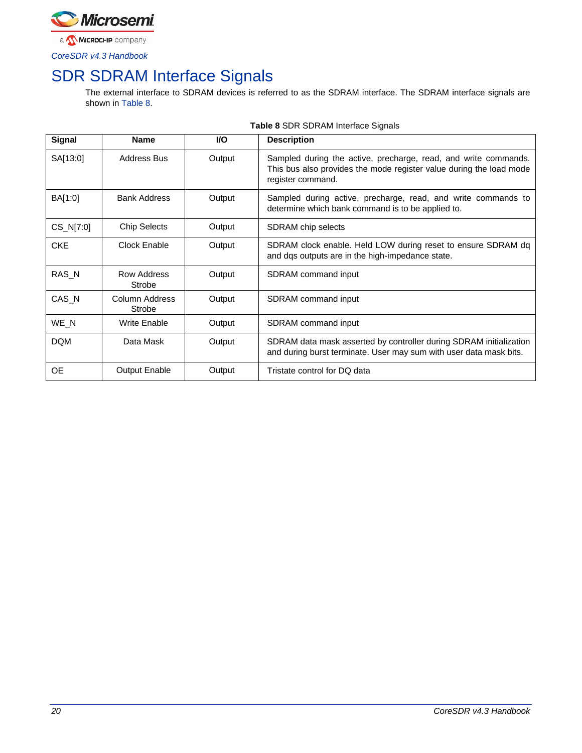# SDR SDRAM Interface Signals

The external interface to SDRAM devices is referred to as the SDRAM interface. The SDRAM interface signals are shown in Table 8.

**Table 8** SDR SDRAM Interface Signals

| Signal | Name | I/O | Description |
|---|---|---|---|
| SA[13:0] | Address Bus | Output | Sampled during the active, precharge, read, and write commands. This bus also provides the mode register value during the load mode register command. |
| BA[1:0] | Bank Address | Output | Sampled during active, precharge, read, and write commands to determine which bank command is to be applied to. |
| CS_N[7:0] | Chip Selects | Output | SDRAM chip selects |
| CKE | Clock Enable | Output | SDRAM clock enable. Held LOW during reset to ensure SDRAM dq and dqs outputs are in the high-impedance state. |
| RAS_N | Row Address Strobe | Output | SDRAM command input |
| CAS_N | Column Address Strobe | Output | SDRAM command input |
| WE_N | Write Enable | Output | SDRAM command input |
| DQM | Data Mask | Output | SDRAM data mask asserted by controller during SDRAM initialization and during burst terminate. User may sum with user data mask bits. |
| OE | Output Enable | Output | Tristate control for DQ data |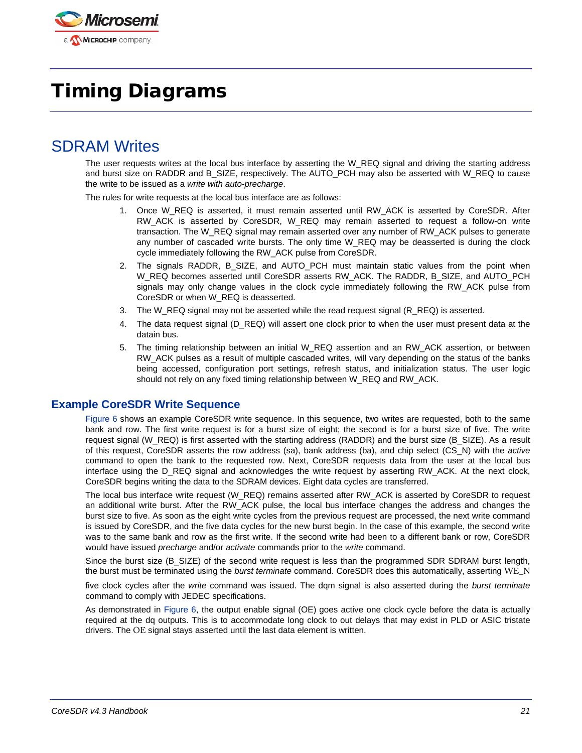# Timing Diagrams

## SDRAM Writes

The user requests writes at the local bus interface by asserting the W_REQ signal and driving the starting address and burst size on RADDR and B_SIZE, respectively. The AUTO_PCH may also be asserted with W_REQ to cause the write to be issued as a *write with auto-precharge*.

The rules for write requests at the local bus interface are as follows:

1. Once W_REQ is asserted, it must remain asserted until RW_ACK is asserted by CoreSDR. After RW_ACK is asserted by CoreSDR, W_REQ may remain asserted to request a follow-on write transaction. The W_REQ signal may remain asserted over any number of RW_ACK pulses to generate any number of cascaded write bursts. The only time W_REQ may be deasserted is during the clock cycle immediately following the RW_ACK pulse from CoreSDR.
2. The signals RADDR, B_SIZE, and AUTO_PCH must maintain static values from the point when W_REQ becomes asserted until CoreSDR asserts RW_ACK. The RADDR, B_SIZE, and AUTO_PCH signals may only change values in the clock cycle immediately following the RW_ACK pulse from CoreSDR or when W_REQ is deasserted.
3. The W_REQ signal may not be asserted while the read request signal (R_REQ) is asserted.
4. The data request signal (D_REQ) will assert one clock prior to when the user must present data at the datain bus.
5. The timing relationship between an initial W_REQ assertion and an RW_ACK assertion, or between RW_ACK pulses as a result of multiple cascaded writes, will vary depending on the status of the banks being accessed, configuration port settings, refresh status, and initialization status. The user logic should not rely on any fixed timing relationship between W_REQ and RW_ACK.

### Example CoreSDR Write Sequence

Figure 6 shows an example CoreSDR write sequence. In this sequence, two writes are requested, both to the same bank and row. The first write request is for a burst size of eight; the second is for a burst size of five. The write request signal (W_REQ) is first asserted with the starting address (RADDR) and the burst size (B_SIZE). As a result of this request, CoreSDR asserts the row address (sa), bank address (ba), and chip select (CS_N) with the *active* command to open the bank to the requested row. Next, CoreSDR requests data from the user at the local bus interface using the D_REQ signal and acknowledges the write request by asserting RW_ACK. At the next clock, CoreSDR begins writing the data to the SDRAM devices. Eight data cycles are transferred.

The local bus interface write request (W_REQ) remains asserted after RW_ACK is asserted by CoreSDR to request an additional write burst. After the RW_ACK pulse, the local bus interface changes the address and changes the burst size to five. As soon as the eight write cycles from the previous request are processed, the next write command is issued by CoreSDR, and the five data cycles for the new burst begin. In the case of this example, the second write was to the same bank and row as the first write. If the second write had been to a different bank or row, CoreSDR would have issued *precharge* and/or *activate* commands prior to the *write* command.

Since the burst size (B_SIZE) of the second write request is less than the programmed SDR SDRAM burst length, the burst must be terminated using the *burst terminate* command. CoreSDR does this automatically, asserting WE_N five clock cycles after the *write* command was issued. The dqm signal is also asserted during the *burst terminate* command to comply with JEDEC specifications.

As demonstrated in Figure 6, the output enable signal (OE) goes active one clock cycle before the data is actually required at the dq outputs. This is to accommodate long clock to out delays that may exist in PLD or ASIC tristate drivers. The OE signal stays asserted until the last data element is written.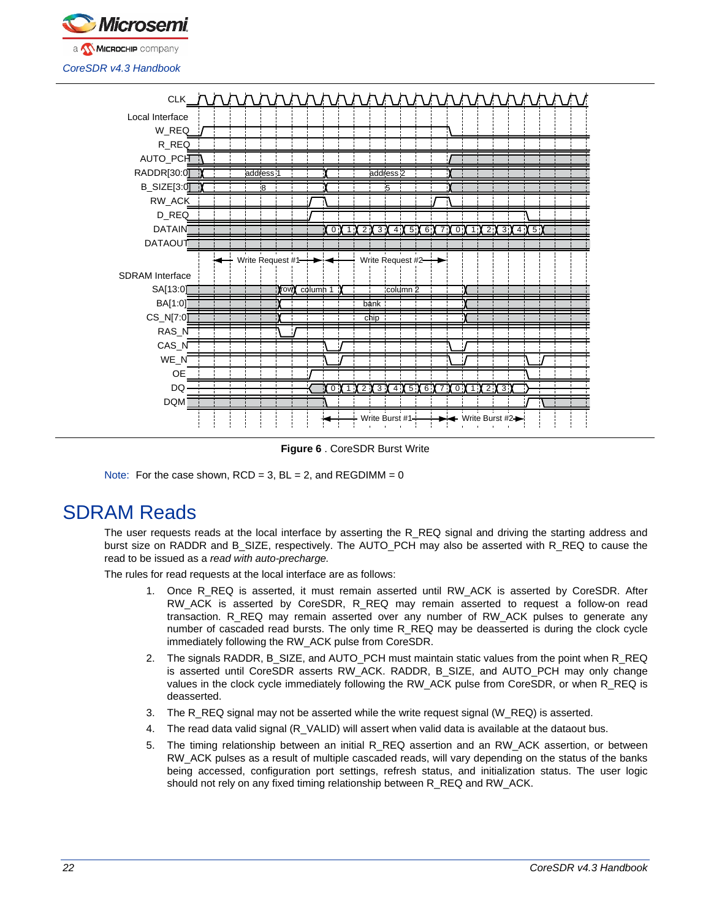**Figure 6** . CoreSDR Burst Write

Note: For the case shown, RCD = 3, BL = 2, and REGDIMM = 0

# SDRAM Reads

The user requests reads at the local interface by asserting the R_REQ signal and driving the starting address and burst size on RADDR and B_SIZE, respectively. The AUTO_PCH may also be asserted with R_REQ to cause the read to be issued as a *read with auto-precharge.*

The rules for read requests at the local interface are as follows:

1. Once R_REQ is asserted, it must remain asserted until RW_ACK is asserted by CoreSDR. After RW_ACK is asserted by CoreSDR, R_REQ may remain asserted to request a follow-on read transaction. R_REQ may remain asserted over any number of RW_ACK pulses to generate any number of cascaded read bursts. The only time R_REQ may be deasserted is during the clock cycle immediately following the RW_ACK pulse from CoreSDR.
2. The signals RADDR, B_SIZE, and AUTO_PCH must maintain static values from the point when R_REQ is asserted until CoreSDR asserts RW_ACK. RADDR, B_SIZE, and AUTO_PCH may only change values in the clock cycle immediately following the RW_ACK pulse from CoreSDR, or when R_REQ is deasserted.
3. The R_REQ signal may not be asserted while the write request signal (W_REQ) is asserted.
4. The read data valid signal (R_VALID) will assert when valid data is available at the dataout bus.
5. The timing relationship between an initial R_REQ assertion and an RW_ACK assertion, or between RW_ACK pulses as a result of multiple cascaded reads, will vary depending on the status of the banks being accessed, configuration port settings, refresh status, and initialization status. The user logic should not rely on any fixed timing relationship between R_REQ and RW_ACK.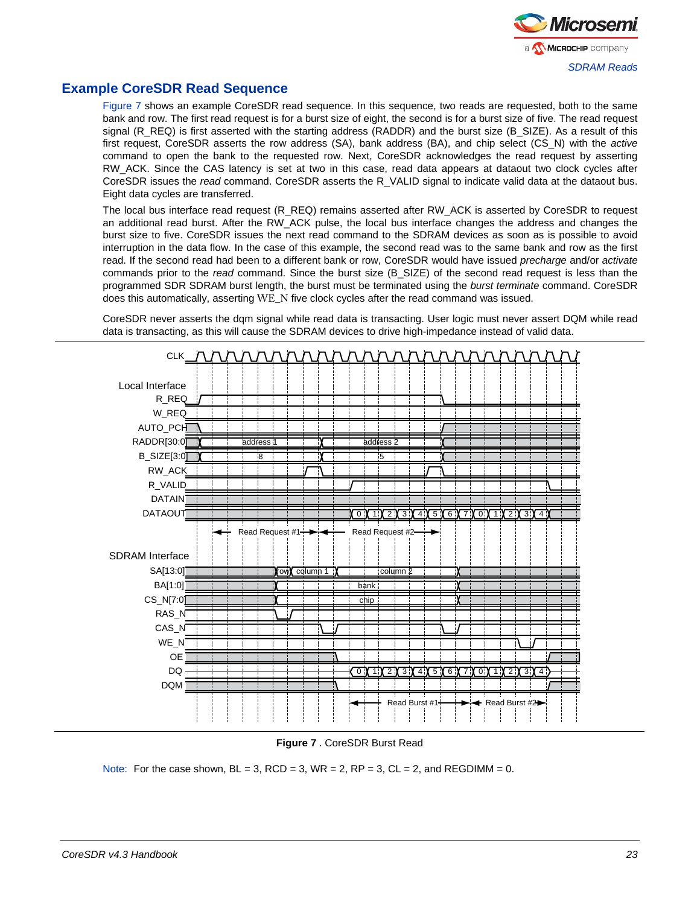## Example CoreSDR Read Sequence

Figure 7 shows an example CoreSDR read sequence. In this sequence, two reads are requested, both to the same bank and row. The first read request is for a burst size of eight, the second is for a burst size of five. The read request signal (R_REQ) is first asserted with the starting address (RADDR) and the burst size (B_SIZE). As a result of this first request, CoreSDR asserts the row address (SA), bank address (BA), and chip select (CS_N) with the *active* command to open the bank to the requested row. Next, CoreSDR acknowledges the read request by asserting RW_ACK. Since the CAS latency is set at two in this case, read data appears at dataout two clock cycles after CoreSDR issues the *read* command. CoreSDR asserts the R_VALID signal to indicate valid data at the dataout bus. Eight data cycles are transferred.

The local bus interface read request (R_REQ) remains asserted after RW_ACK is asserted by CoreSDR to request an additional read burst. After the RW_ACK pulse, the local bus interface changes the address and changes the burst size to five. CoreSDR issues the next read command to the SDRAM devices as soon as is possible to avoid interruption in the data flow. In the case of this example, the second read was to the same bank and row as the first read. If the second read had been to a different bank or row, CoreSDR would have issued *precharge* and/or *activate* commands prior to the *read* command. Since the burst size (B_SIZE) of the second read request is less than the programmed SDR SDRAM burst length, the burst must be terminated using the *burst terminate* command. CoreSDR does this automatically, asserting WE_N five clock cycles after the read command was issued.

CoreSDR never asserts the dqm signal while read data is transacting. User logic must never assert DQM while read data is transacting, as this will cause the SDRAM devices to drive high-impedance instead of valid data.

**Figure 7** . CoreSDR Burst Read

Note: For the case shown, BL = 3, RCD = 3, WR = 2, RP = 3, CL = 2, and REGDIMM = 0.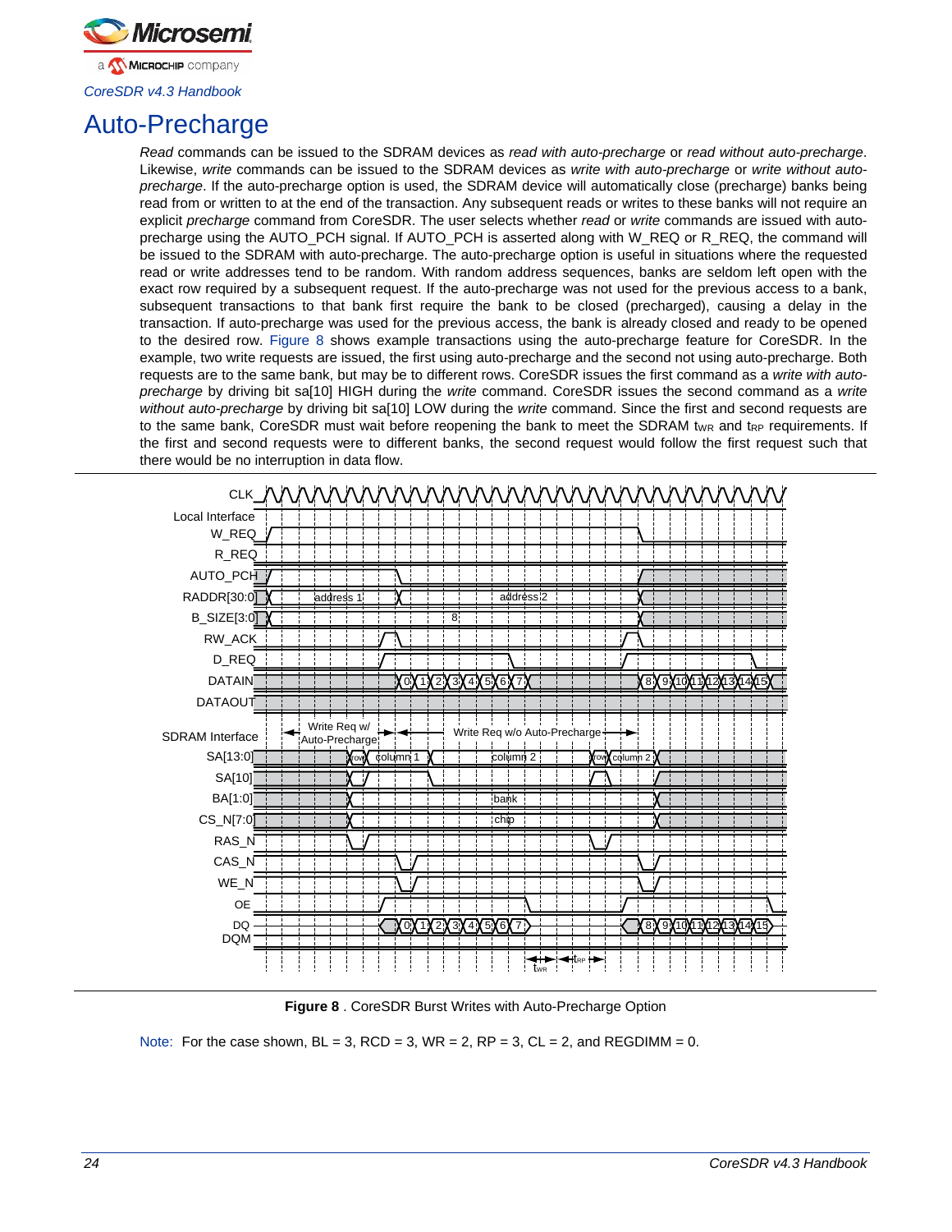# Auto-Precharge

*Read* commands can be issued to the SDRAM devices as *read with auto-precharge* or *read without auto-precharge*. Likewise, *write* commands can be issued to the SDRAM devices as *write with auto-precharge* or *write without auto-precharge*. If the auto-precharge option is used, the SDRAM device will automatically close (precharge) banks being read from or written to at the end of the transaction. Any subsequent reads or writes to these banks will not require an explicit *precharge* command from CoreSDR. The user selects whether *read* or *write* commands are issued with auto-precharge using the AUTO_PCH signal. If AUTO_PCH is asserted along with W_REQ or R_REQ, the command will be issued to the SDRAM with auto-precharge. The auto-precharge option is useful in situations where the requested read or write addresses tend to be random. With random address sequences, banks are seldom left open with the exact row required by a subsequent request. If the auto-precharge was not used for the previous access to a bank, subsequent transactions to that bank first require the bank to be closed (precharged), causing a delay in the transaction. If auto-precharge was used for the previous access, the bank is already closed and ready to be opened to the desired row. Figure 8 shows example transactions using the auto-precharge feature for CoreSDR. In the example, two write requests are issued, the first using auto-precharge and the second not using auto-precharge. Both requests are to the same bank, but may be to different rows. CoreSDR issues the first command as a *write with auto-precharge* by driving bit sa[10] HIGH during the *write* command. CoreSDR issues the second command as a *write without auto-precharge* by driving bit sa[10] LOW during the *write* command. Since the first and second requests are to the same bank, CoreSDR must wait before reopening the bank to meet the SDRAM $t_{WR}$ and $t_{RP}$ requirements. If the first and second requests were to different banks, the second request would follow the first request such that there would be no interruption in data flow.

**Figure 8** . CoreSDR Burst Writes with Auto-Precharge Option

Note: For the case shown, BL = 3, RCD = 3, WR = 2, RP = 3, CL = 2, and REGDIMM = 0.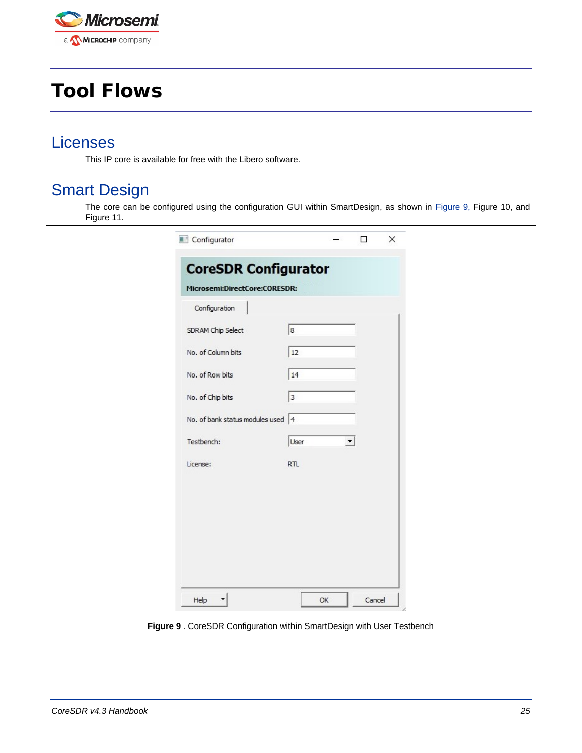# Tool Flows

## Licenses

This IP core is available for free with the Libero software.

## Smart Design

The core can be configured using the configuration GUI within SmartDesign, as shown in Figure 9, Figure 10, and Figure 11.

**Figure 9** . CoreSDR Configuration within SmartDesign with User Testbench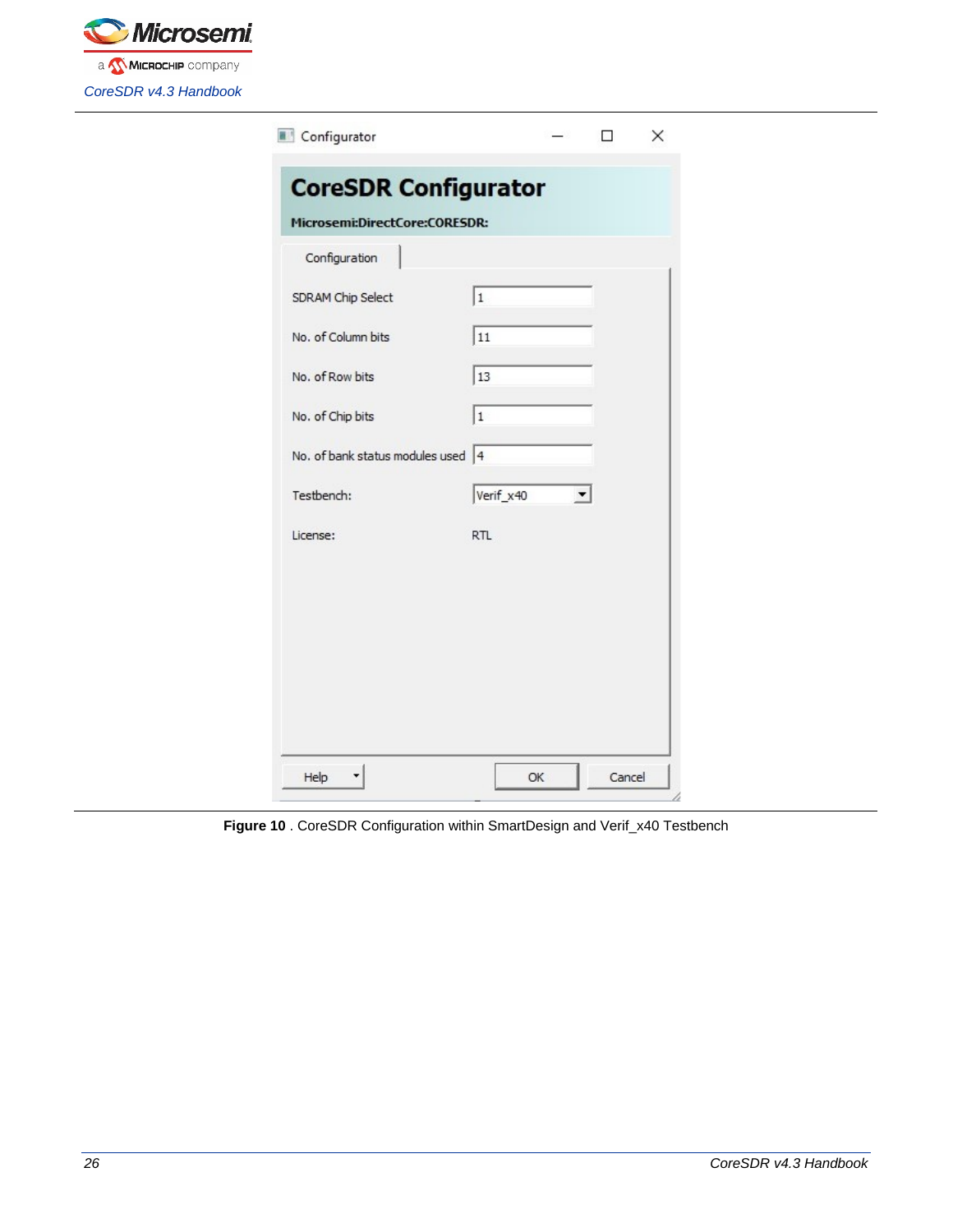Configurator

**CoreSDR Configurator**

Microsemi:DirectCore:CORESDR:

Configuration

| | |
|---|---|
| SDRAM Chip Select | 1 |
| No. of Column bits | 11 |
| No. of Row bits | 13 |
| No. of Chip bits | 1 |
| No. of bank status modules used | 4 |
| Testbench: | Verif_x40 |
| License: | RTL |

Help | OK | Cancel

**Figure 10** . CoreSDR Configuration within SmartDesign and Verif_x40 Testbench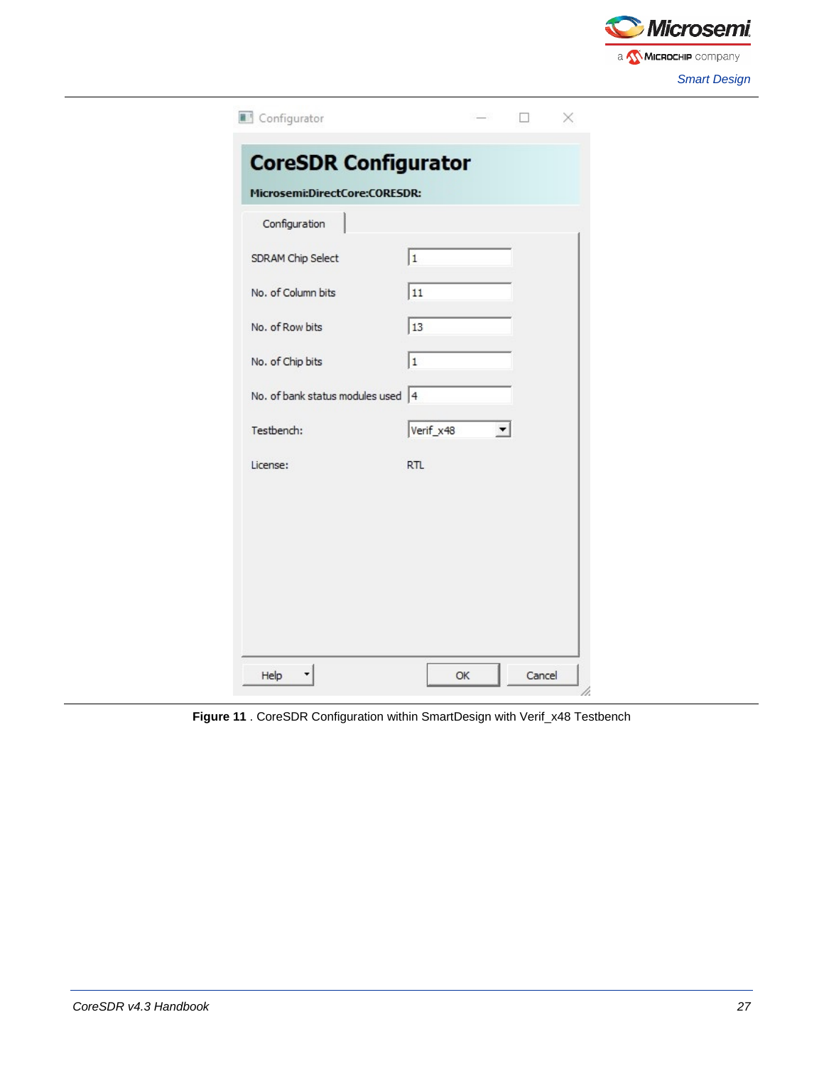Configurator

**CoreSDR Configurator**

**Microsemi:DirectCore:CORESDR:**

Configuration

| | |
|---|---|
| SDRAM Chip Select | 1 |
| No. of Column bits | 11 |
| No. of Row bits | 13 |
| No. of Chip bits | 1 |
| No. of bank status modules used | 4 |
| Testbench: | Verif_x48 |
| License: | RTL |

Help | OK | Cancel

**Figure 11** . CoreSDR Configuration within SmartDesign with Verif_x48 Testbench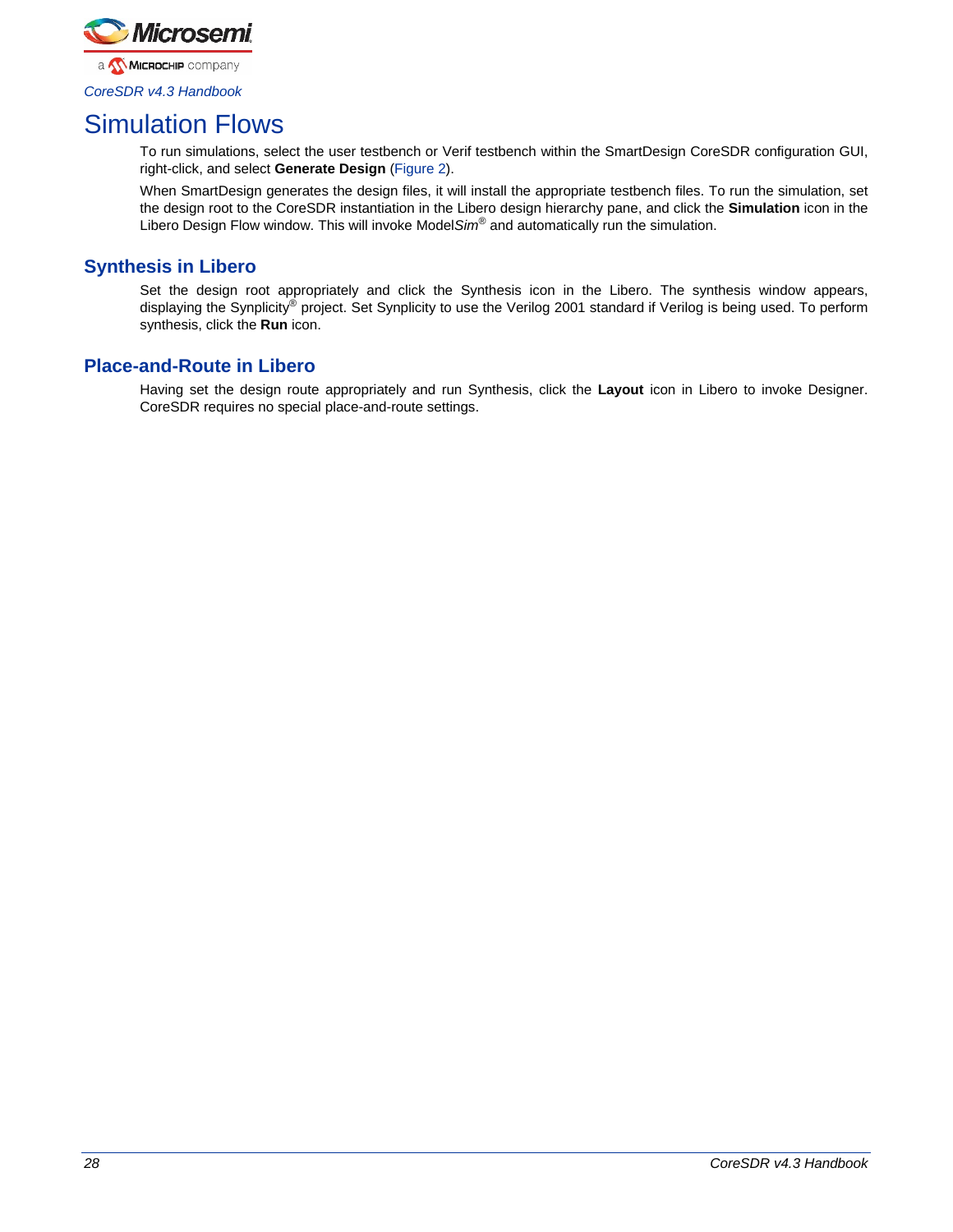# Simulation Flows

To run simulations, select the user testbench or Verif testbench within the SmartDesign CoreSDR configuration GUI, right-click, and select **Generate Design** (Figure 2).

When SmartDesign generates the design files, it will install the appropriate testbench files. To run the simulation, set the design root to the CoreSDR instantiation in the Libero design hierarchy pane, and click the **Simulation** icon in the Libero Design Flow window. This will invoke Model*Sim*® and automatically run the simulation.

## Synthesis in Libero

Set the design root appropriately and click the Synthesis icon in the Libero. The synthesis window appears, displaying the Synplicity® project. Set Synplicity to use the Verilog 2001 standard if Verilog is being used. To perform synthesis, click the **Run** icon.

## Place-and-Route in Libero

Having set the design route appropriately and run Synthesis, click the **Layout** icon in Libero to invoke Designer. CoreSDR requires no special place-and-route settings.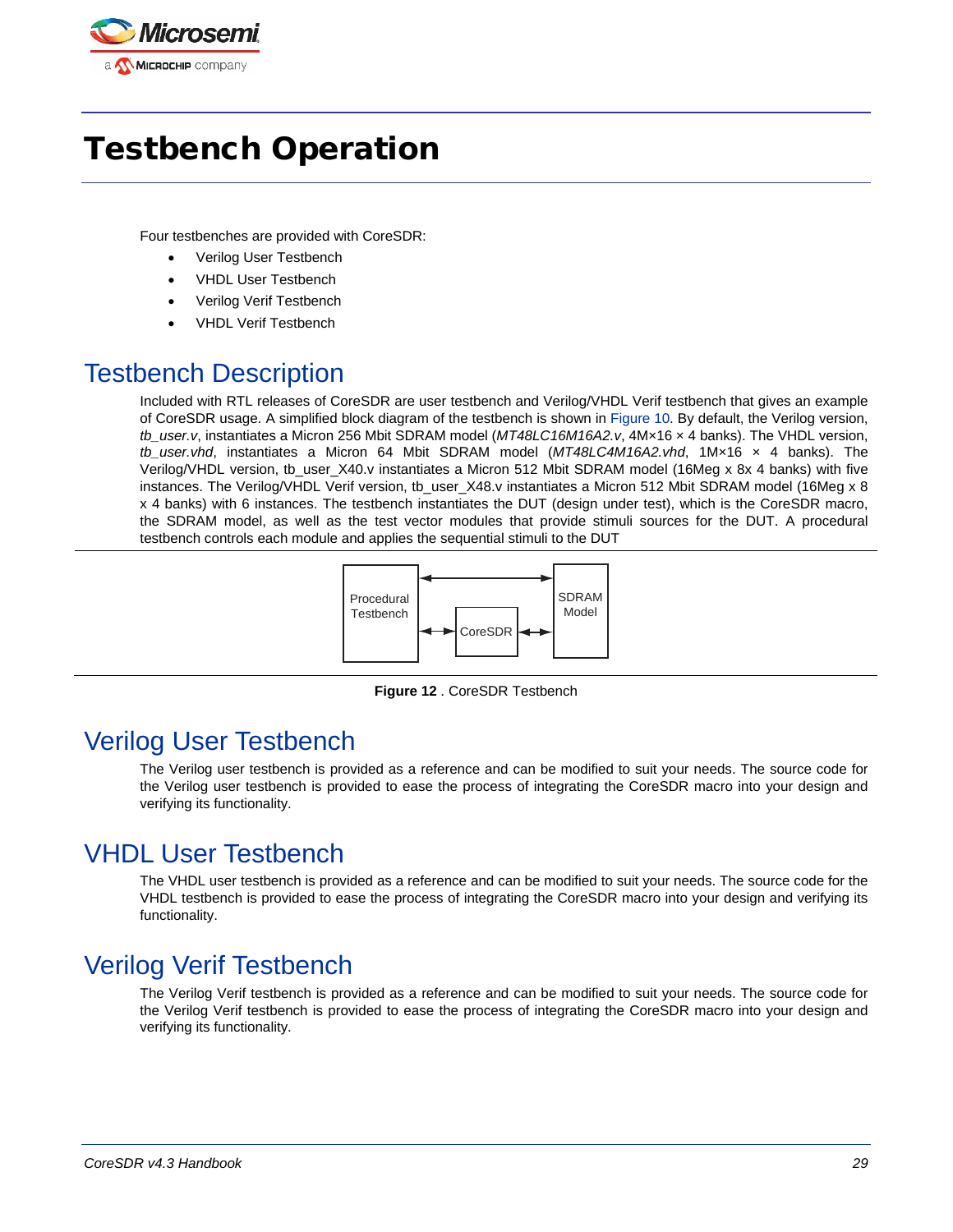# Testbench Operation

Four testbenches are provided with CoreSDR:

- Verilog User Testbench
- VHDL User Testbench
- Verilog Verif Testbench
- VHDL Verif Testbench

## Testbench Description

Included with RTL releases of CoreSDR are user testbench and Verilog/VHDL Verif testbench that gives an example of CoreSDR usage. A simplified block diagram of the testbench is shown in Figure 10. By default, the Verilog version, *tb_user.v*, instantiates a Micron 256 Mbit SDRAM model (*MT48LC16M16A2.v*, 4M×16 × 4 banks). The VHDL version, *tb_user.vhd*, instantiates a Micron 64 Mbit SDRAM model (*MT48LC4M16A2.vhd*, 1M×16 × 4 banks). The Verilog/VHDL version, tb_user_X40.v instantiates a Micron 512 Mbit SDRAM model (16Meg x 8x 4 banks) with five instances. The Verilog/VHDL Verif version, tb_user_X48.v instantiates a Micron 512 Mbit SDRAM model (16Meg x 8 x 4 banks) with 6 instances. The testbench instantiates the DUT (design under test), which is the CoreSDR macro, the SDRAM model, as well as the test vector modules that provide stimuli sources for the DUT. A procedural testbench controls each module and applies the sequential stimuli to the DUT

Procedural Testbench | CoreSDR | SDRAM Model

**Figure 12** . CoreSDR Testbench

## Verilog User Testbench

The Verilog user testbench is provided as a reference and can be modified to suit your needs. The source code for the Verilog user testbench is provided to ease the process of integrating the CoreSDR macro into your design and verifying its functionality.

## VHDL User Testbench

The VHDL user testbench is provided as a reference and can be modified to suit your needs. The source code for the VHDL testbench is provided to ease the process of integrating the CoreSDR macro into your design and verifying its functionality.

## Verilog Verif Testbench

The Verilog Verif testbench is provided as a reference and can be modified to suit your needs. The source code for the Verilog Verif testbench is provided to ease the process of integrating the CoreSDR macro into your design and verifying its functionality.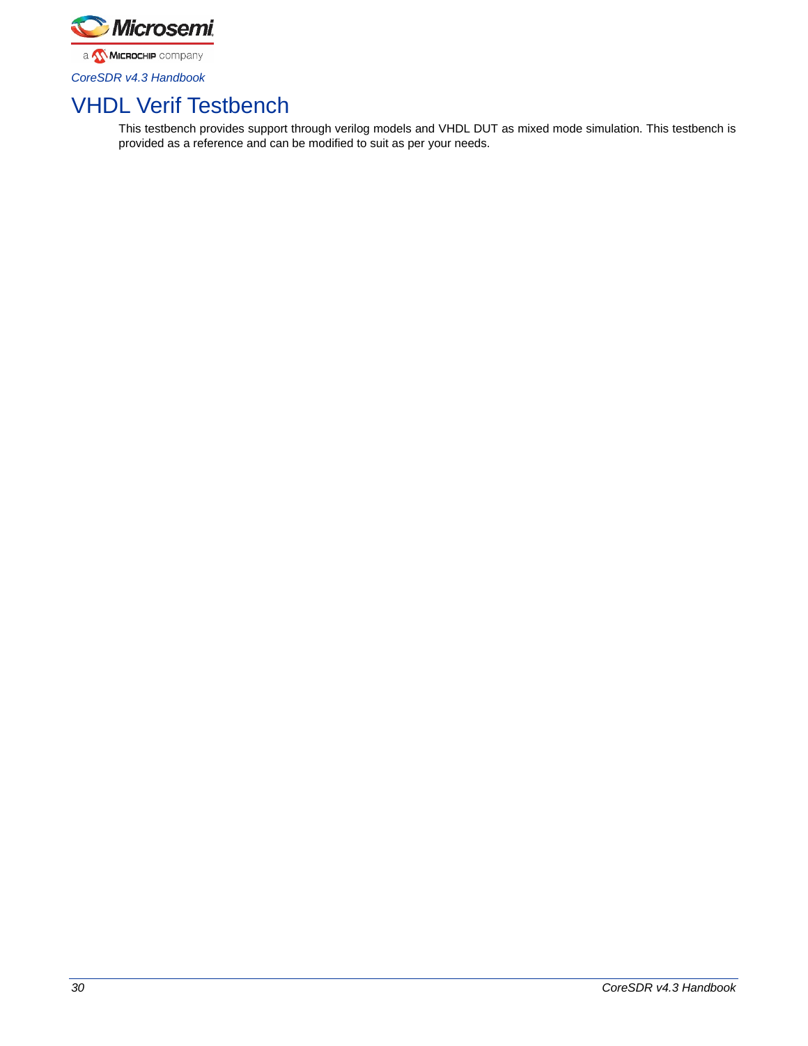# VHDL Verif Testbench

This testbench provides support through verilog models and VHDL DUT as mixed mode simulation. This testbench is provided as a reference and can be modified to suit as per your needs.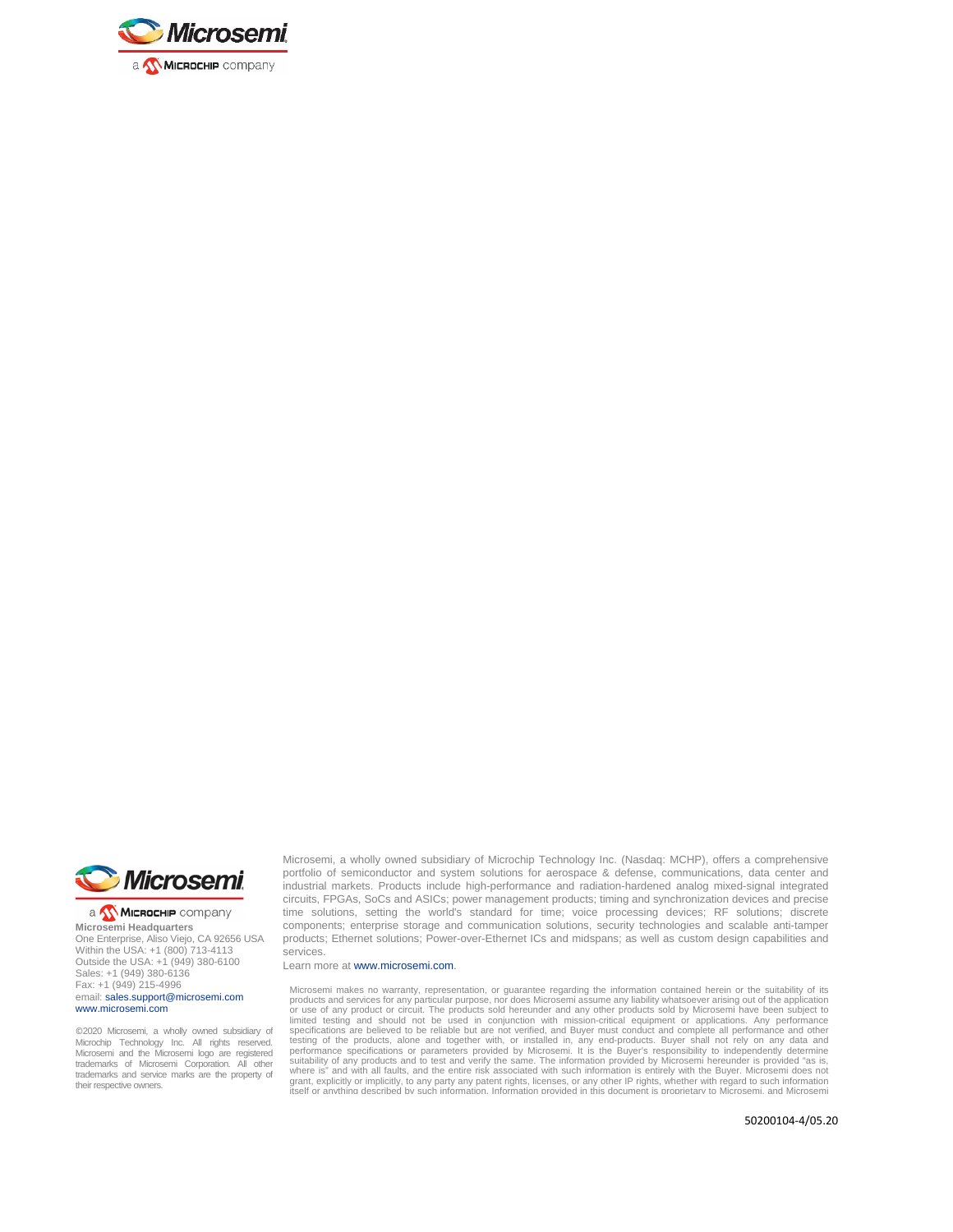a Microchip company

**Microsemi Headquarters**
One Enterprise, Aliso Viejo, CA 92656 USA
Within the USA: +1 (800) 713-4113
Outside the USA: +1 (949) 380-6100
Sales: +1 (949) 380-6136
Fax: +1 (949) 215-4996
email: sales.support@microsemi.com
www.microsemi.com

©2020 Microsemi, a wholly owned subsidiary of Microchip Technology Inc. All rights reserved. Microsemi and the Microsemi logo are registered trademarks of Microsemi Corporation. All other trademarks and service marks are the property of their respective owners.

Microsemi, a wholly owned subsidiary of Microchip Technology Inc. (Nasdaq: MCHP), offers a comprehensive portfolio of semiconductor and system solutions for aerospace & defense, communications, data center and industrial markets. Products include high-performance and radiation-hardened analog mixed-signal integrated circuits, FPGAs, SoCs and ASICs; power management products; timing and synchronization devices and precise time solutions, setting the world's standard for time; voice processing devices; RF solutions; discrete components; enterprise storage and communication solutions, security technologies and scalable anti-tamper products; Ethernet solutions; Power-over-Ethernet ICs and midspans; as well as custom design capabilities and services.

Learn more at www.microsemi.com.

Microsemi makes no warranty, representation, or guarantee regarding the information contained herein or the suitability of its products and services for any particular purpose, nor does Microsemi assume any liability whatsoever arising out of the application or use of any product or circuit. The products sold hereunder and any other products sold by Microsemi have been subject to limited testing and should not be used in conjunction with mission-critical equipment or applications. Any performance specifications are believed to be reliable but are not verified, and Buyer must conduct and complete all performance and other testing of the products, alone and together with, or installed in, any end-products. Buyer shall not rely on any data and performance specifications or parameters provided by Microsemi. It is the Buyer's responsibility to independently determine suitability of any products and to test and verify the same. The information provided by Microsemi hereunder is provided "as is, where is" and with all faults, and the entire risk associated with such information is entirely with the Buyer. Microsemi does not grant, explicitly or implicitly, to any party any patent rights, licenses, or any other IP rights, whether with regard to such information itself or anything described by such information. Information provided in this document is proprietary to Microsemi, and Microsemi

50200104-4/05.20